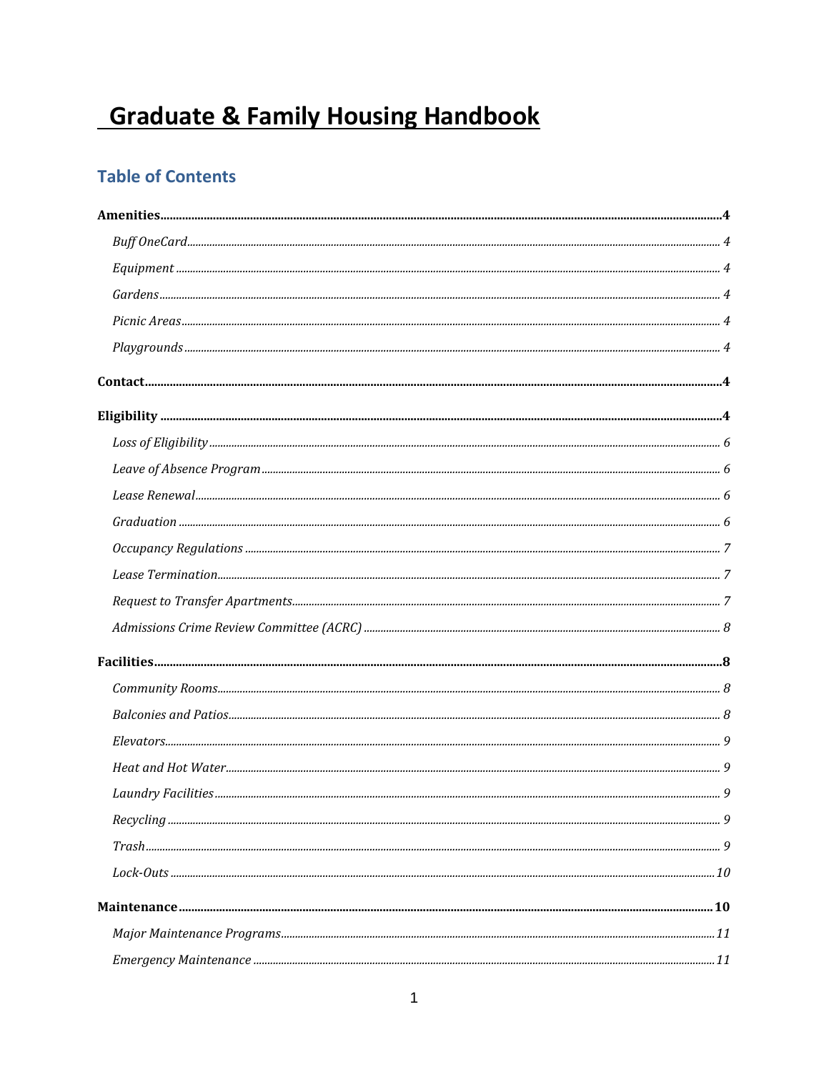# Graduate & Family Housing Handbook

## Table of Contents

**Amenities** ..... 4

- *Buff OneCard* ..... 4
- *Equipment* ..... 4
- *Gardens* ..... 4
- *Picnic Areas* ..... 4
- *Playgrounds* ..... 4

**Contact** ..... 4

**Eligibility** ..... 4

- *Loss of Eligibility* ..... 6
- *Leave of Absence Program* ..... 6
- *Lease Renewal* ..... 6
- *Graduation* ..... 6
- *Occupancy Regulations* ..... 7
- *Lease Termination* ..... 7
- *Request to Transfer Apartments* ..... 7
- *Admissions Crime Review Committee (ACRC)* ..... 8

**Facilities** ..... 8

- *Community Rooms* ..... 8
- *Balconies and Patios* ..... 8
- *Elevators* ..... 9
- *Heat and Hot Water* ..... 9
- *Laundry Facilities* ..... 9
- *Recycling* ..... 9
- *Trash* ..... 9
- *Lock-Outs* ..... 10

**Maintenance** ..... 10

- *Major Maintenance Programs* ..... 11
- *Emergency Maintenance* ..... 11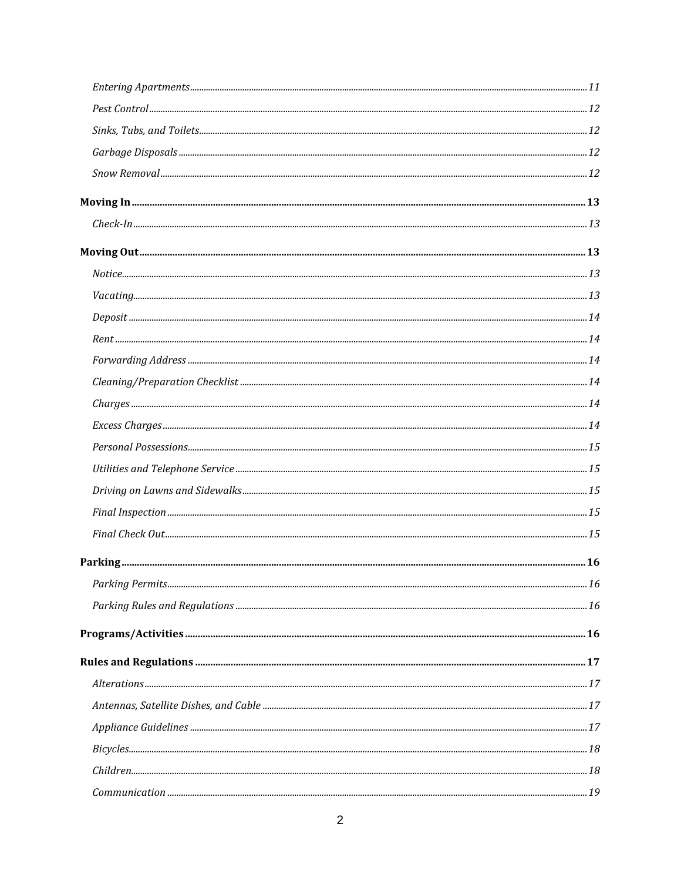*Entering Apartments* ..... 11

*Pest Control* ..... 12

*Sinks, Tubs, and Toilets* ..... 12

*Garbage Disposals* ..... 12

*Snow Removal* ..... 12

**Moving In** ..... 13

*Check-In* ..... 13

**Moving Out** ..... 13

*Notice* ..... 13

*Vacating* ..... 13

*Deposit* ..... 14

*Rent* ..... 14

*Forwarding Address* ..... 14

*Cleaning/Preparation Checklist* ..... 14

*Charges* ..... 14

*Excess Charges* ..... 14

*Personal Possessions* ..... 15

*Utilities and Telephone Service* ..... 15

*Driving on Lawns and Sidewalks* ..... 15

*Final Inspection* ..... 15

*Final Check Out* ..... 15

**Parking** ..... 16

*Parking Permits* ..... 16

*Parking Rules and Regulations* ..... 16

**Programs/Activities** ..... 16

**Rules and Regulations** ..... 17

*Alterations* ..... 17

*Antennas, Satellite Dishes, and Cable* ..... 17

*Appliance Guidelines* ..... 17

*Bicycles* ..... 18

*Children* ..... 18

*Communication* ..... 19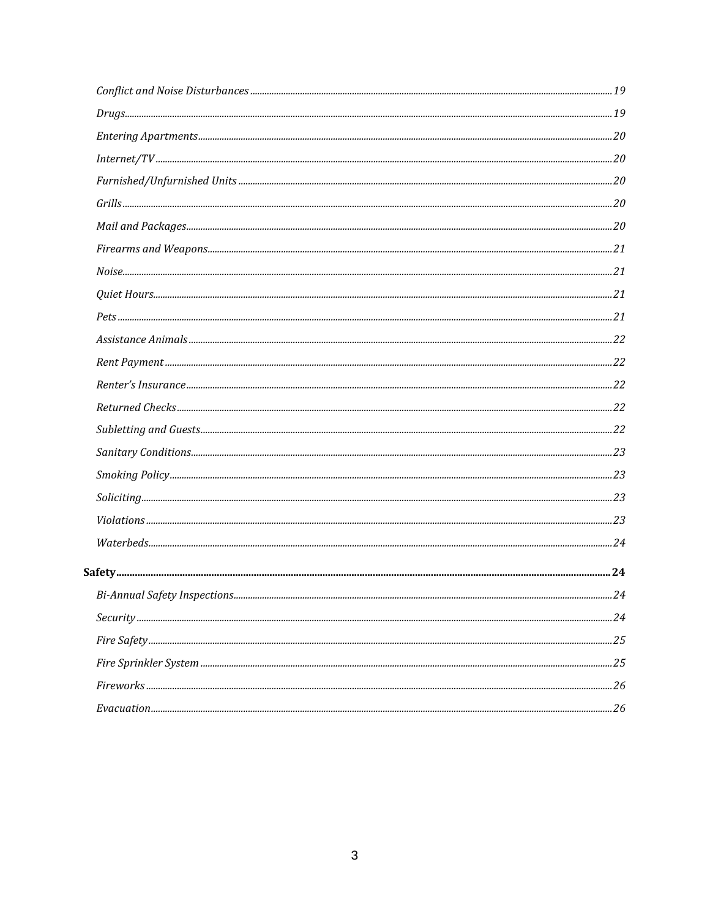*Conflict and Noise Disturbances* ........ 19

*Drugs* ........ 19

*Entering Apartments* ........ 20

*Internet/TV* ........ 20

*Furnished/Unfurnished Units* ........ 20

*Grills* ........ 20

*Mail and Packages* ........ 20

*Firearms and Weapons* ........ 21

*Noise* ........ 21

*Quiet Hours* ........ 21

*Pets* ........ 21

*Assistance Animals* ........ 22

*Rent Payment* ........ 22

*Renter's Insurance* ........ 22

*Returned Checks* ........ 22

*Subletting and Guests* ........ 22

*Sanitary Conditions* ........ 23

*Smoking Policy* ........ 23

*Soliciting* ........ 23

*Violations* ........ 23

*Waterbeds* ........ 24

**Safety** ........ **24**

*Bi-Annual Safety Inspections* ........ 24

*Security* ........ 24

*Fire Safety* ........ 25

*Fire Sprinkler System* ........ 25

*Fireworks* ........ 26

*Evacuation* ........ 26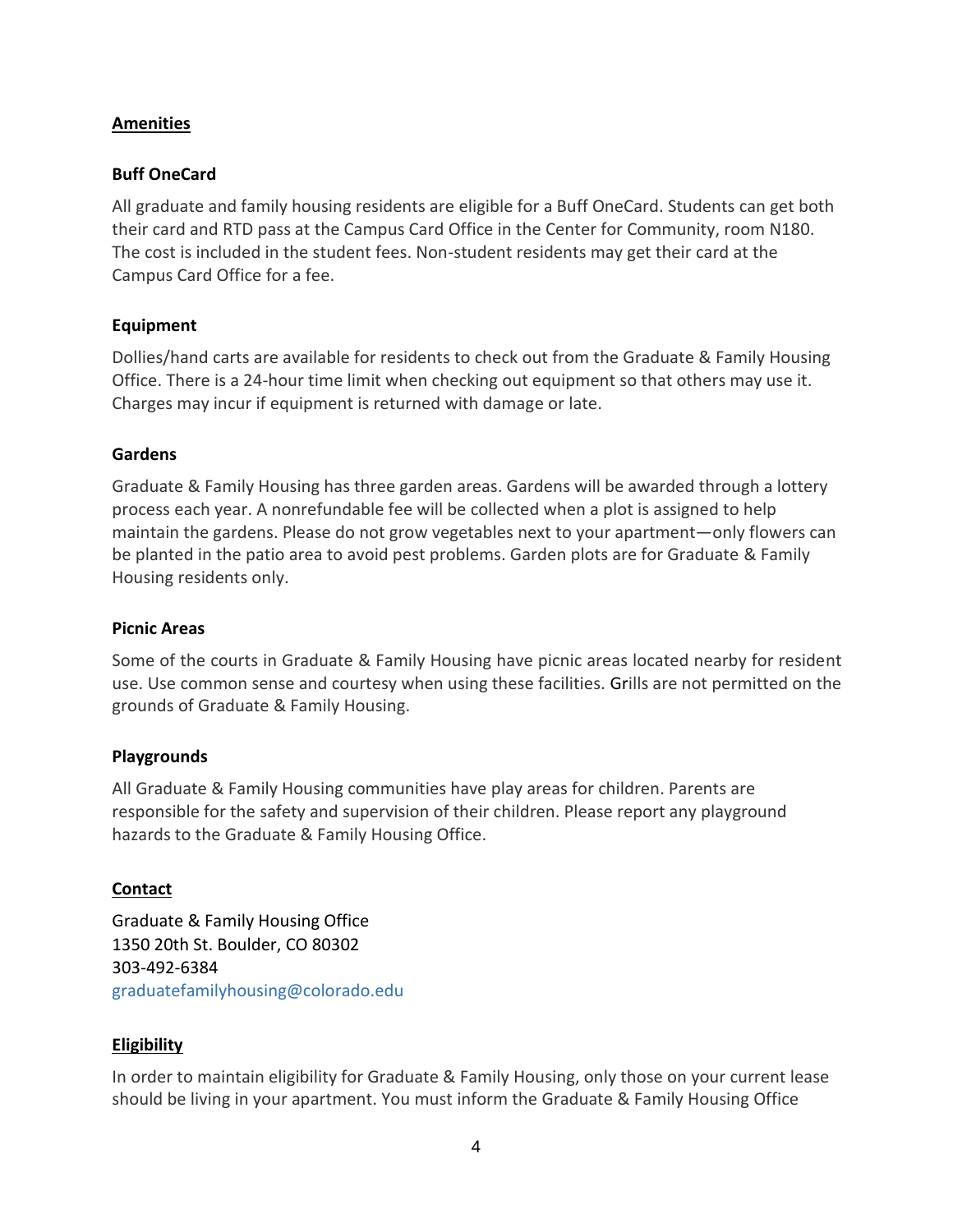## Amenities

### Buff OneCard

All graduate and family housing residents are eligible for a Buff OneCard. Students can get both their card and RTD pass at the Campus Card Office in the Center for Community, room N180. The cost is included in the student fees. Non-student residents may get their card at the Campus Card Office for a fee.

### Equipment

Dollies/hand carts are available for residents to check out from the Graduate & Family Housing Office. There is a 24-hour time limit when checking out equipment so that others may use it. Charges may incur if equipment is returned with damage or late.

### Gardens

Graduate & Family Housing has three garden areas. Gardens will be awarded through a lottery process each year. A nonrefundable fee will be collected when a plot is assigned to help maintain the gardens. Please do not grow vegetables next to your apartment—only flowers can be planted in the patio area to avoid pest problems. Garden plots are for Graduate & Family Housing residents only.

### Picnic Areas

Some of the courts in Graduate & Family Housing have picnic areas located nearby for resident use. Use common sense and courtesy when using these facilities. Grills are not permitted on the grounds of Graduate & Family Housing.

### Playgrounds

All Graduate & Family Housing communities have play areas for children. Parents are responsible for the safety and supervision of their children. Please report any playground hazards to the Graduate & Family Housing Office.

## Contact

Graduate & Family Housing Office
1350 20th St. Boulder, CO 80302
303-492-6384
graduatefamilyhousing@colorado.edu

## Eligibility

In order to maintain eligibility for Graduate & Family Housing, only those on your current lease should be living in your apartment. You must inform the Graduate & Family Housing Office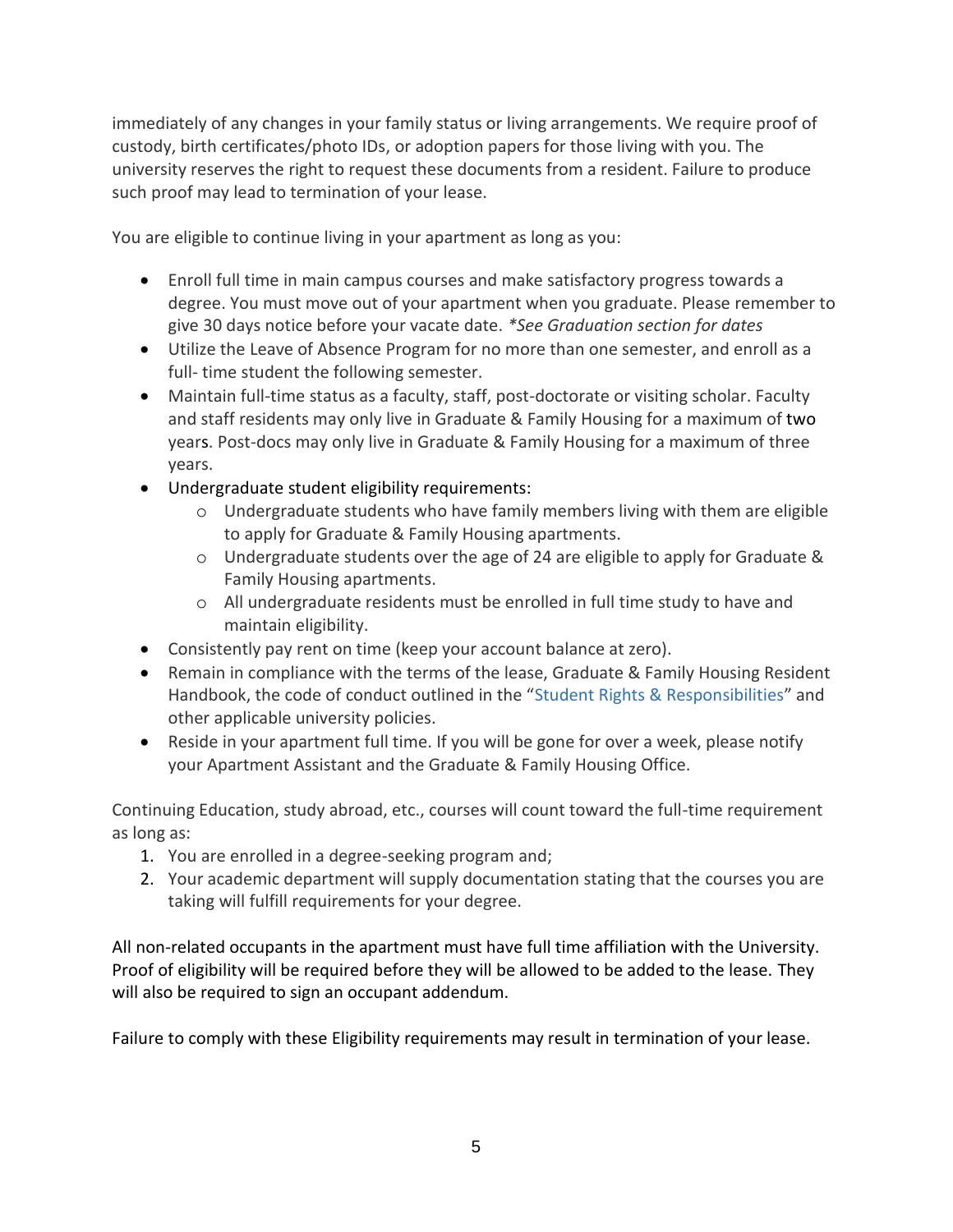immediately of any changes in your family status or living arrangements. We require proof of custody, birth certificates/photo IDs, or adoption papers for those living with you. The university reserves the right to request these documents from a resident. Failure to produce such proof may lead to termination of your lease.

You are eligible to continue living in your apartment as long as you:

- Enroll full time in main campus courses and make satisfactory progress towards a degree. You must move out of your apartment when you graduate. Please remember to give 30 days notice before your vacate date. *\*See Graduation section for dates*
- Utilize the Leave of Absence Program for no more than one semester, and enroll as a full- time student the following semester.
- Maintain full-time status as a faculty, staff, post-doctorate or visiting scholar. Faculty and staff residents may only live in Graduate & Family Housing for a maximum of two years. Post-docs may only live in Graduate & Family Housing for a maximum of three years.
- Undergraduate student eligibility requirements:
  - Undergraduate students who have family members living with them are eligible to apply for Graduate & Family Housing apartments.
  - Undergraduate students over the age of 24 are eligible to apply for Graduate & Family Housing apartments.
  - All undergraduate residents must be enrolled in full time study to have and maintain eligibility.
- Consistently pay rent on time (keep your account balance at zero).
- Remain in compliance with the terms of the lease, Graduate & Family Housing Resident Handbook, the code of conduct outlined in the "Student Rights & Responsibilities" and other applicable university policies.
- Reside in your apartment full time. If you will be gone for over a week, please notify your Apartment Assistant and the Graduate & Family Housing Office.

Continuing Education, study abroad, etc., courses will count toward the full-time requirement as long as:

1. You are enrolled in a degree-seeking program and;
2. Your academic department will supply documentation stating that the courses you are taking will fulfill requirements for your degree.

All non-related occupants in the apartment must have full time affiliation with the University. Proof of eligibility will be required before they will be allowed to be added to the lease. They will also be required to sign an occupant addendum.

Failure to comply with these Eligibility requirements may result in termination of your lease.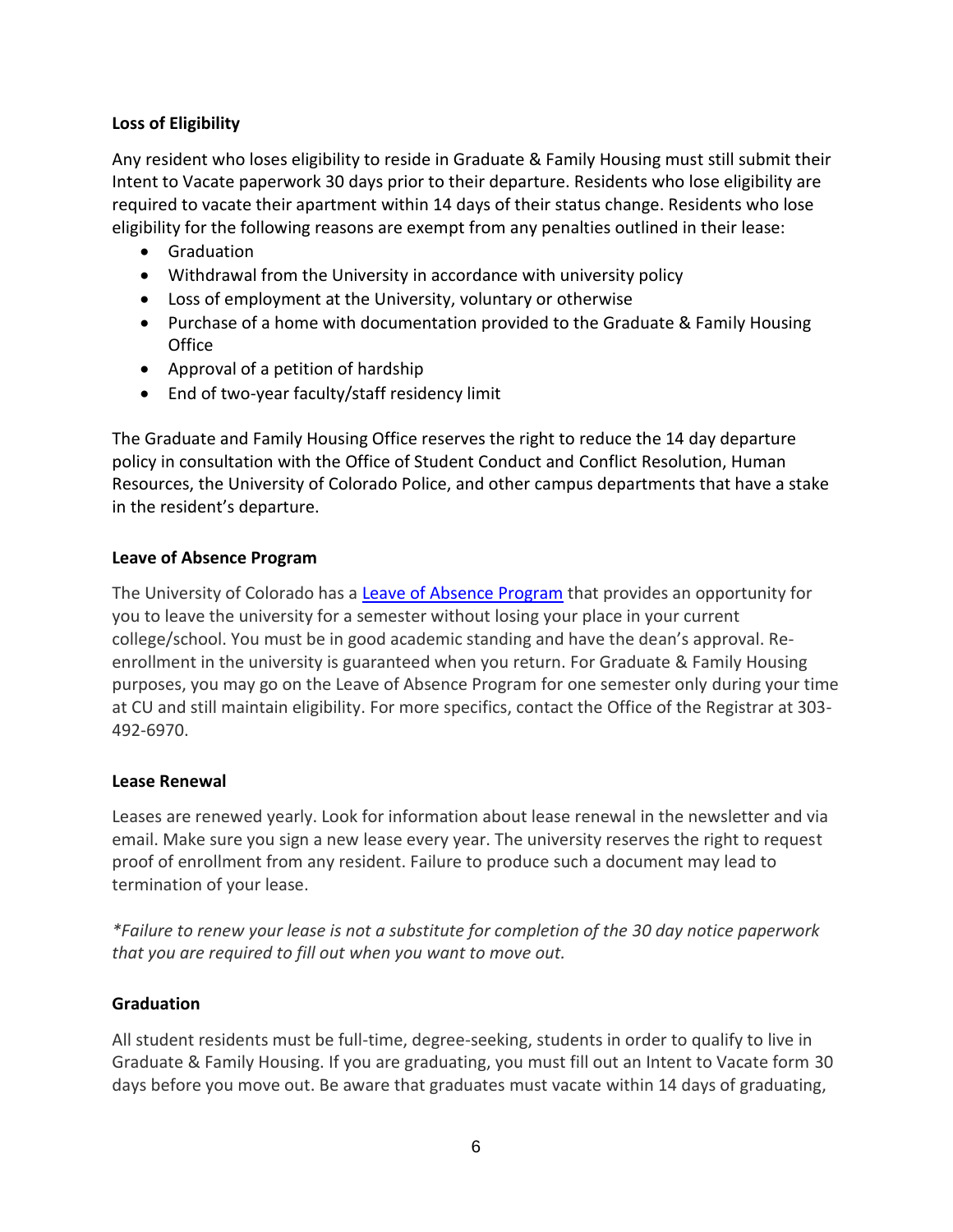**Loss of Eligibility**

Any resident who loses eligibility to reside in Graduate & Family Housing must still submit their Intent to Vacate paperwork 30 days prior to their departure. Residents who lose eligibility are required to vacate their apartment within 14 days of their status change. Residents who lose eligibility for the following reasons are exempt from any penalties outlined in their lease:

- Graduation
- Withdrawal from the University in accordance with university policy
- Loss of employment at the University, voluntary or otherwise
- Purchase of a home with documentation provided to the Graduate & Family Housing Office
- Approval of a petition of hardship
- End of two-year faculty/staff residency limit

The Graduate and Family Housing Office reserves the right to reduce the 14 day departure policy in consultation with the Office of Student Conduct and Conflict Resolution, Human Resources, the University of Colorado Police, and other campus departments that have a stake in the resident's departure.

**Leave of Absence Program**

The University of Colorado has a [Leave of Absence Program](#) that provides an opportunity for you to leave the university for a semester without losing your place in your current college/school. You must be in good academic standing and have the dean's approval. Re-enrollment in the university is guaranteed when you return. For Graduate & Family Housing purposes, you may go on the Leave of Absence Program for one semester only during your time at CU and still maintain eligibility. For more specifics, contact the Office of the Registrar at 303-492-6970.

**Lease Renewal**

Leases are renewed yearly. Look for information about lease renewal in the newsletter and via email. Make sure you sign a new lease every year. The university reserves the right to request proof of enrollment from any resident. Failure to produce such a document may lead to termination of your lease.

*\*Failure to renew your lease is not a substitute for completion of the 30 day notice paperwork that you are required to fill out when you want to move out.*

**Graduation**

All student residents must be full-time, degree-seeking, students in order to qualify to live in Graduate & Family Housing. If you are graduating, you must fill out an Intent to Vacate form 30 days before you move out. Be aware that graduates must vacate within 14 days of graduating,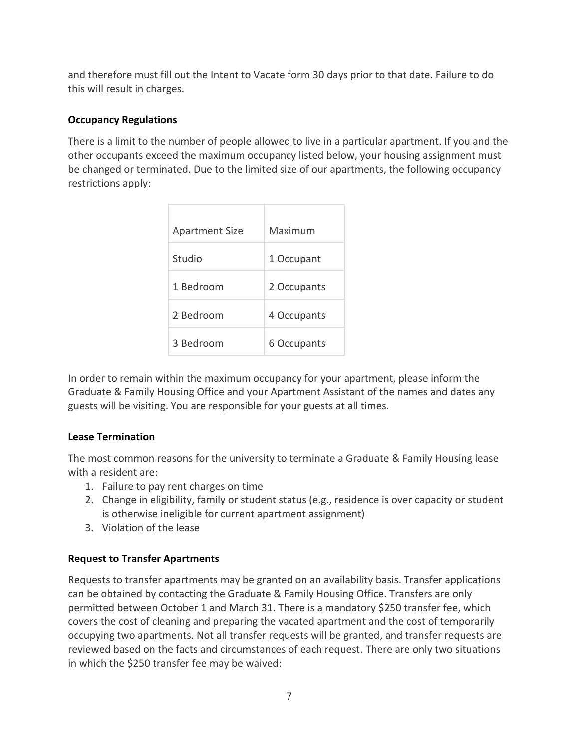and therefore must fill out the Intent to Vacate form 30 days prior to that date. Failure to do this will result in charges.

### Occupancy Regulations

There is a limit to the number of people allowed to live in a particular apartment. If you and the other occupants exceed the maximum occupancy listed below, your housing assignment must be changed or terminated. Due to the limited size of our apartments, the following occupancy restrictions apply:

| Apartment Size | Maximum |
|---|---|
| Studio | 1 Occupant |
| 1 Bedroom | 2 Occupants |
| 2 Bedroom | 4 Occupants |
| 3 Bedroom | 6 Occupants |

In order to remain within the maximum occupancy for your apartment, please inform the Graduate & Family Housing Office and your Apartment Assistant of the names and dates any guests will be visiting. You are responsible for your guests at all times.

### Lease Termination

The most common reasons for the university to terminate a Graduate & Family Housing lease with a resident are:

1. Failure to pay rent charges on time
2. Change in eligibility, family or student status (e.g., residence is over capacity or student is otherwise ineligible for current apartment assignment)
3. Violation of the lease

### Request to Transfer Apartments

Requests to transfer apartments may be granted on an availability basis. Transfer applications can be obtained by contacting the Graduate & Family Housing Office. Transfers are only permitted between October 1 and March 31. There is a mandatory $250 transfer fee, which covers the cost of cleaning and preparing the vacated apartment and the cost of temporarily occupying two apartments. Not all transfer requests will be granted, and transfer requests are reviewed based on the facts and circumstances of each request. There are only two situations in which the $250 transfer fee may be waived: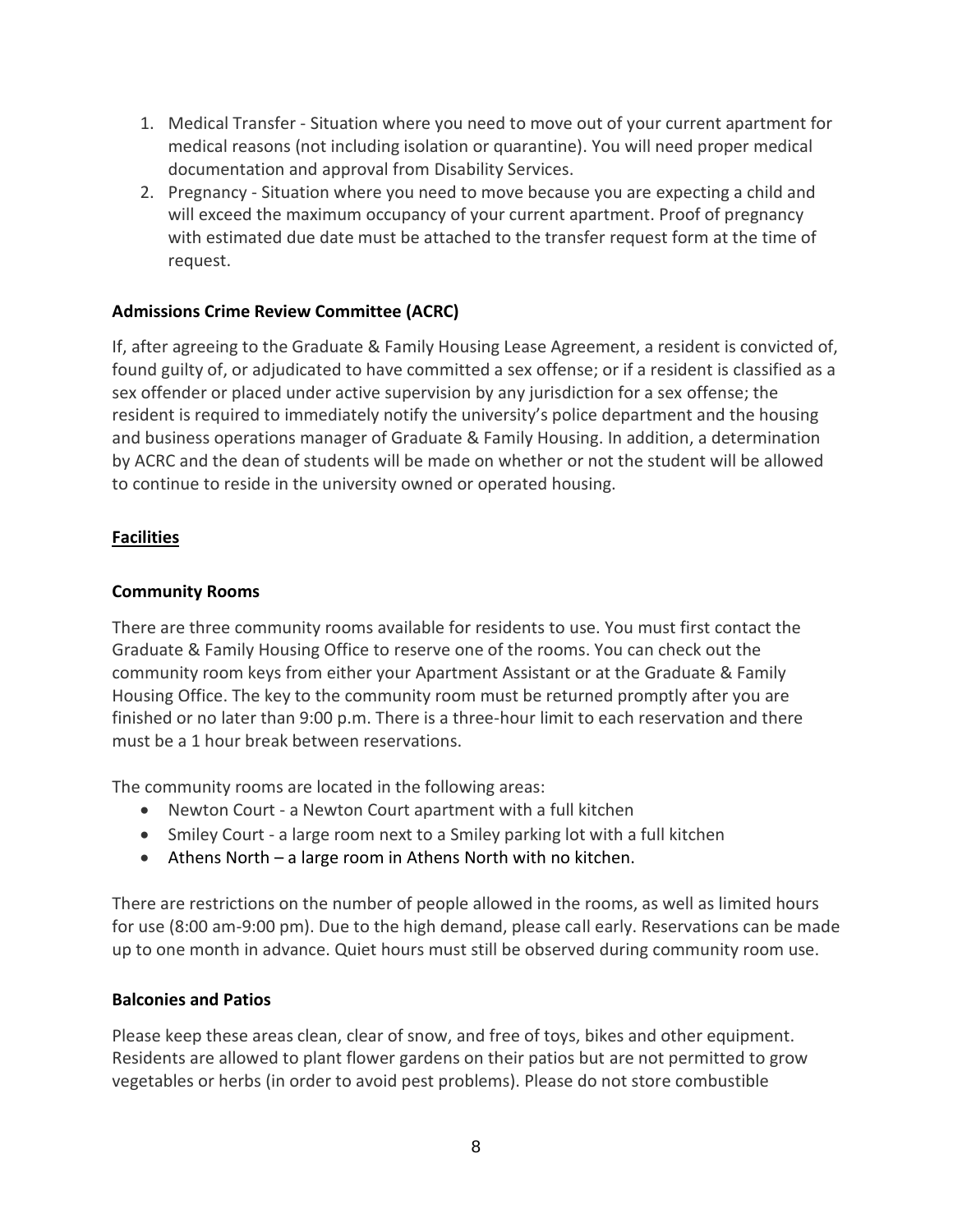1. Medical Transfer - Situation where you need to move out of your current apartment for medical reasons (not including isolation or quarantine). You will need proper medical documentation and approval from Disability Services.
2. Pregnancy - Situation where you need to move because you are expecting a child and will exceed the maximum occupancy of your current apartment. Proof of pregnancy with estimated due date must be attached to the transfer request form at the time of request.

### Admissions Crime Review Committee (ACRC)

If, after agreeing to the Graduate & Family Housing Lease Agreement, a resident is convicted of, found guilty of, or adjudicated to have committed a sex offense; or if a resident is classified as a sex offender or placed under active supervision by any jurisdiction for a sex offense; the resident is required to immediately notify the university's police department and the housing and business operations manager of Graduate & Family Housing. In addition, a determination by ACRC and the dean of students will be made on whether or not the student will be allowed to continue to reside in the university owned or operated housing.

## Facilities

### Community Rooms

There are three community rooms available for residents to use. You must first contact the Graduate & Family Housing Office to reserve one of the rooms. You can check out the community room keys from either your Apartment Assistant or at the Graduate & Family Housing Office. The key to the community room must be returned promptly after you are finished or no later than 9:00 p.m. There is a three-hour limit to each reservation and there must be a 1 hour break between reservations.

The community rooms are located in the following areas:

- Newton Court - a Newton Court apartment with a full kitchen
- Smiley Court - a large room next to a Smiley parking lot with a full kitchen
- Athens North – a large room in Athens North with no kitchen.

There are restrictions on the number of people allowed in the rooms, as well as limited hours for use (8:00 am-9:00 pm). Due to the high demand, please call early. Reservations can be made up to one month in advance. Quiet hours must still be observed during community room use.

### Balconies and Patios

Please keep these areas clean, clear of snow, and free of toys, bikes and other equipment. Residents are allowed to plant flower gardens on their patios but are not permitted to grow vegetables or herbs (in order to avoid pest problems). Please do not store combustible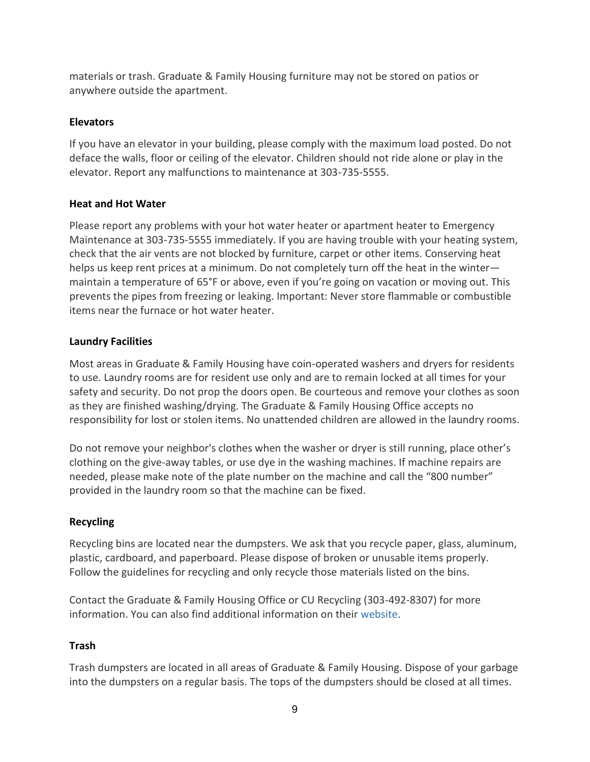materials or trash. Graduate & Family Housing furniture may not be stored on patios or anywhere outside the apartment.

**Elevators**

If you have an elevator in your building, please comply with the maximum load posted. Do not deface the walls, floor or ceiling of the elevator. Children should not ride alone or play in the elevator. Report any malfunctions to maintenance at 303-735-5555.

**Heat and Hot Water**

Please report any problems with your hot water heater or apartment heater to Emergency Maintenance at 303-735-5555 immediately. If you are having trouble with your heating system, check that the air vents are not blocked by furniture, carpet or other items. Conserving heat helps us keep rent prices at a minimum. Do not completely turn off the heat in the winter—maintain a temperature of 65°F or above, even if you're going on vacation or moving out. This prevents the pipes from freezing or leaking. Important: Never store flammable or combustible items near the furnace or hot water heater.

**Laundry Facilities**

Most areas in Graduate & Family Housing have coin-operated washers and dryers for residents to use. Laundry rooms are for resident use only and are to remain locked at all times for your safety and security. Do not prop the doors open. Be courteous and remove your clothes as soon as they are finished washing/drying. The Graduate & Family Housing Office accepts no responsibility for lost or stolen items. No unattended children are allowed in the laundry rooms.

Do not remove your neighbor's clothes when the washer or dryer is still running, place other's clothing on the give-away tables, or use dye in the washing machines. If machine repairs are needed, please make note of the plate number on the machine and call the "800 number" provided in the laundry room so that the machine can be fixed.

**Recycling**

Recycling bins are located near the dumpsters. We ask that you recycle paper, glass, aluminum, plastic, cardboard, and paperboard. Please dispose of broken or unusable items properly. Follow the guidelines for recycling and only recycle those materials listed on the bins.

Contact the Graduate & Family Housing Office or CU Recycling (303-492-8307) for more information. You can also find additional information on their website.

**Trash**

Trash dumpsters are located in all areas of Graduate & Family Housing. Dispose of your garbage into the dumpsters on a regular basis. The tops of the dumpsters should be closed at all times.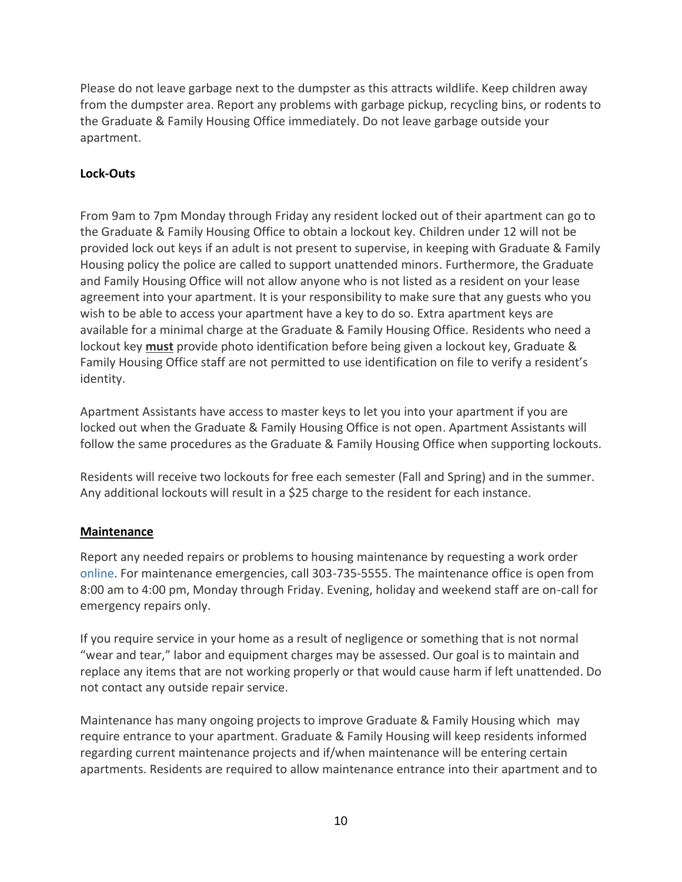Please do not leave garbage next to the dumpster as this attracts wildlife. Keep children away from the dumpster area. Report any problems with garbage pickup, recycling bins, or rodents to the Graduate & Family Housing Office immediately. Do not leave garbage outside your apartment.

**Lock-Outs**

From 9am to 7pm Monday through Friday any resident locked out of their apartment can go to the Graduate & Family Housing Office to obtain a lockout key. Children under 12 will not be provided lock out keys if an adult is not present to supervise, in keeping with Graduate & Family Housing policy the police are called to support unattended minors. Furthermore, the Graduate and Family Housing Office will not allow anyone who is not listed as a resident on your lease agreement into your apartment. It is your responsibility to make sure that any guests who you wish to be able to access your apartment have a key to do so. Extra apartment keys are available for a minimal charge at the Graduate & Family Housing Office. Residents who need a lockout key **<u>must</u>** provide photo identification before being given a lockout key, Graduate & Family Housing Office staff are not permitted to use identification on file to verify a resident's identity.

Apartment Assistants have access to master keys to let you into your apartment if you are locked out when the Graduate & Family Housing Office is not open. Apartment Assistants will follow the same procedures as the Graduate & Family Housing Office when supporting lockouts.

Residents will receive two lockouts for free each semester (Fall and Spring) and in the summer. Any additional lockouts will result in a $25 charge to the resident for each instance.

**<u>Maintenance</u>**

Report any needed repairs or problems to housing maintenance by requesting a work order online. For maintenance emergencies, call 303-735-5555. The maintenance office is open from 8:00 am to 4:00 pm, Monday through Friday. Evening, holiday and weekend staff are on-call for emergency repairs only.

If you require service in your home as a result of negligence or something that is not normal "wear and tear," labor and equipment charges may be assessed. Our goal is to maintain and replace any items that are not working properly or that would cause harm if left unattended. Do not contact any outside repair service.

Maintenance has many ongoing projects to improve Graduate & Family Housing which may require entrance to your apartment. Graduate & Family Housing will keep residents informed regarding current maintenance projects and if/when maintenance will be entering certain apartments. Residents are required to allow maintenance entrance into their apartment and to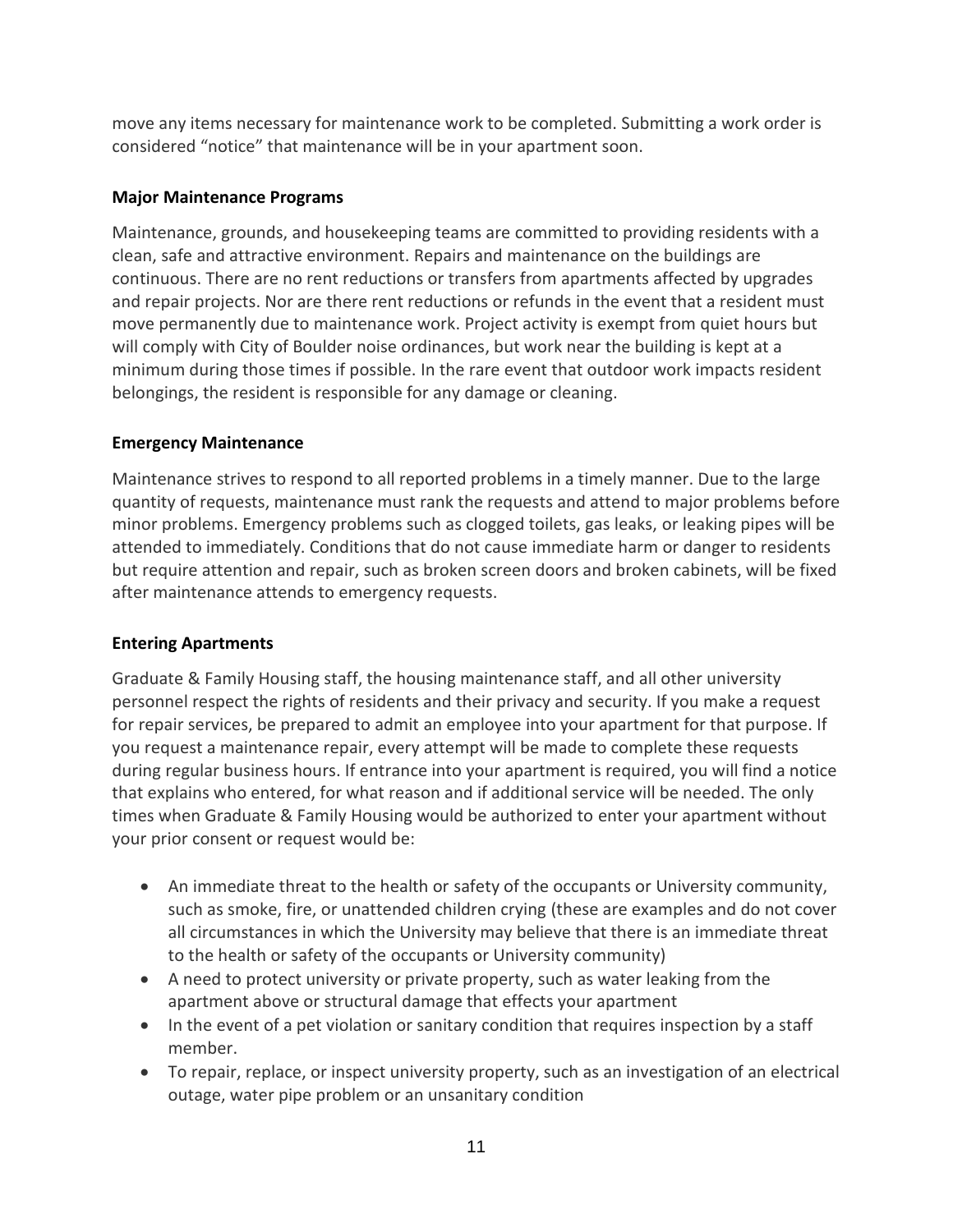move any items necessary for maintenance work to be completed. Submitting a work order is considered "notice" that maintenance will be in your apartment soon.

**Major Maintenance Programs**

Maintenance, grounds, and housekeeping teams are committed to providing residents with a clean, safe and attractive environment. Repairs and maintenance on the buildings are continuous. There are no rent reductions or transfers from apartments affected by upgrades and repair projects. Nor are there rent reductions or refunds in the event that a resident must move permanently due to maintenance work. Project activity is exempt from quiet hours but will comply with City of Boulder noise ordinances, but work near the building is kept at a minimum during those times if possible. In the rare event that outdoor work impacts resident belongings, the resident is responsible for any damage or cleaning.

**Emergency Maintenance**

Maintenance strives to respond to all reported problems in a timely manner. Due to the large quantity of requests, maintenance must rank the requests and attend to major problems before minor problems. Emergency problems such as clogged toilets, gas leaks, or leaking pipes will be attended to immediately. Conditions that do not cause immediate harm or danger to residents but require attention and repair, such as broken screen doors and broken cabinets, will be fixed after maintenance attends to emergency requests.

**Entering Apartments**

Graduate & Family Housing staff, the housing maintenance staff, and all other university personnel respect the rights of residents and their privacy and security. If you make a request for repair services, be prepared to admit an employee into your apartment for that purpose. If you request a maintenance repair, every attempt will be made to complete these requests during regular business hours. If entrance into your apartment is required, you will find a notice that explains who entered, for what reason and if additional service will be needed. The only times when Graduate & Family Housing would be authorized to enter your apartment without your prior consent or request would be:

- An immediate threat to the health or safety of the occupants or University community, such as smoke, fire, or unattended children crying (these are examples and do not cover all circumstances in which the University may believe that there is an immediate threat to the health or safety of the occupants or University community)
- A need to protect university or private property, such as water leaking from the apartment above or structural damage that effects your apartment
- In the event of a pet violation or sanitary condition that requires inspection by a staff member.
- To repair, replace, or inspect university property, such as an investigation of an electrical outage, water pipe problem or an unsanitary condition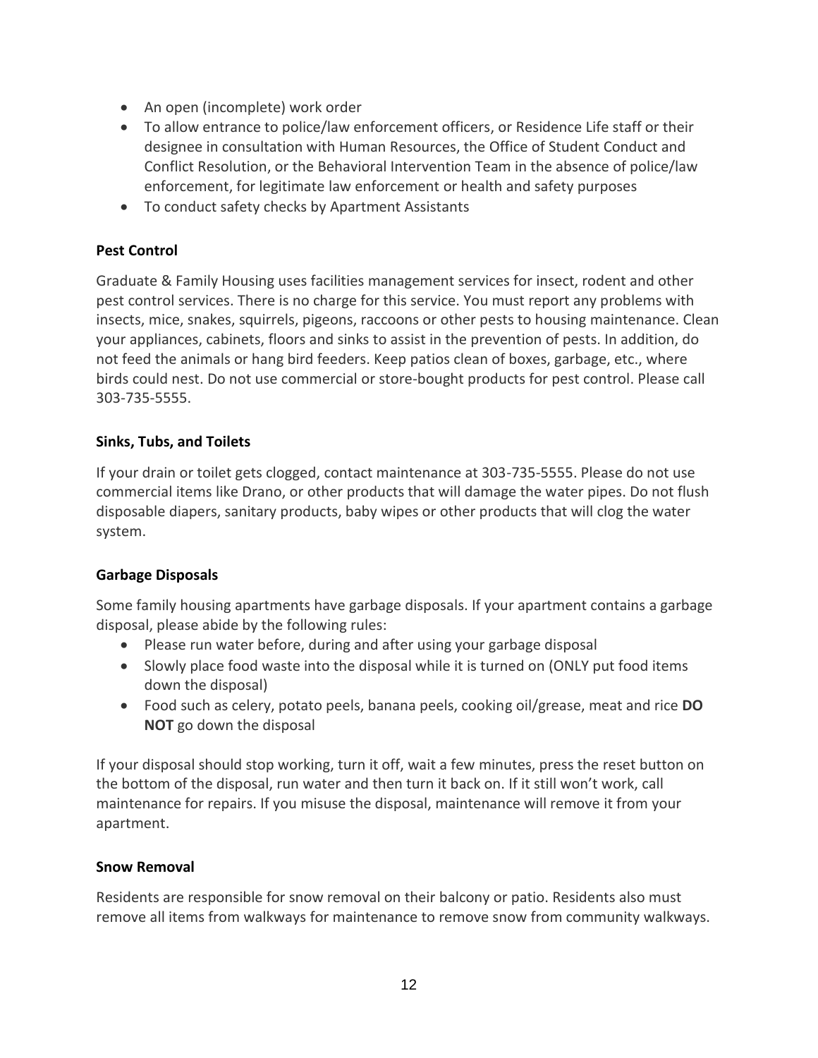- An open (incomplete) work order
- To allow entrance to police/law enforcement officers, or Residence Life staff or their designee in consultation with Human Resources, the Office of Student Conduct and Conflict Resolution, or the Behavioral Intervention Team in the absence of police/law enforcement, for legitimate law enforcement or health and safety purposes
- To conduct safety checks by Apartment Assistants

### Pest Control

Graduate & Family Housing uses facilities management services for insect, rodent and other pest control services. There is no charge for this service. You must report any problems with insects, mice, snakes, squirrels, pigeons, raccoons or other pests to housing maintenance. Clean your appliances, cabinets, floors and sinks to assist in the prevention of pests. In addition, do not feed the animals or hang bird feeders. Keep patios clean of boxes, garbage, etc., where birds could nest. Do not use commercial or store-bought products for pest control. Please call 303-735-5555.

### Sinks, Tubs, and Toilets

If your drain or toilet gets clogged, contact maintenance at 303-735-5555. Please do not use commercial items like Drano, or other products that will damage the water pipes. Do not flush disposable diapers, sanitary products, baby wipes or other products that will clog the water system.

### Garbage Disposals

Some family housing apartments have garbage disposals. If your apartment contains a garbage disposal, please abide by the following rules:

- Please run water before, during and after using your garbage disposal
- Slowly place food waste into the disposal while it is turned on (ONLY put food items down the disposal)
- Food such as celery, potato peels, banana peels, cooking oil/grease, meat and rice **DO NOT** go down the disposal

If your disposal should stop working, turn it off, wait a few minutes, press the reset button on the bottom of the disposal, run water and then turn it back on. If it still won't work, call maintenance for repairs. If you misuse the disposal, maintenance will remove it from your apartment.

### Snow Removal

Residents are responsible for snow removal on their balcony or patio. Residents also must remove all items from walkways for maintenance to remove snow from community walkways.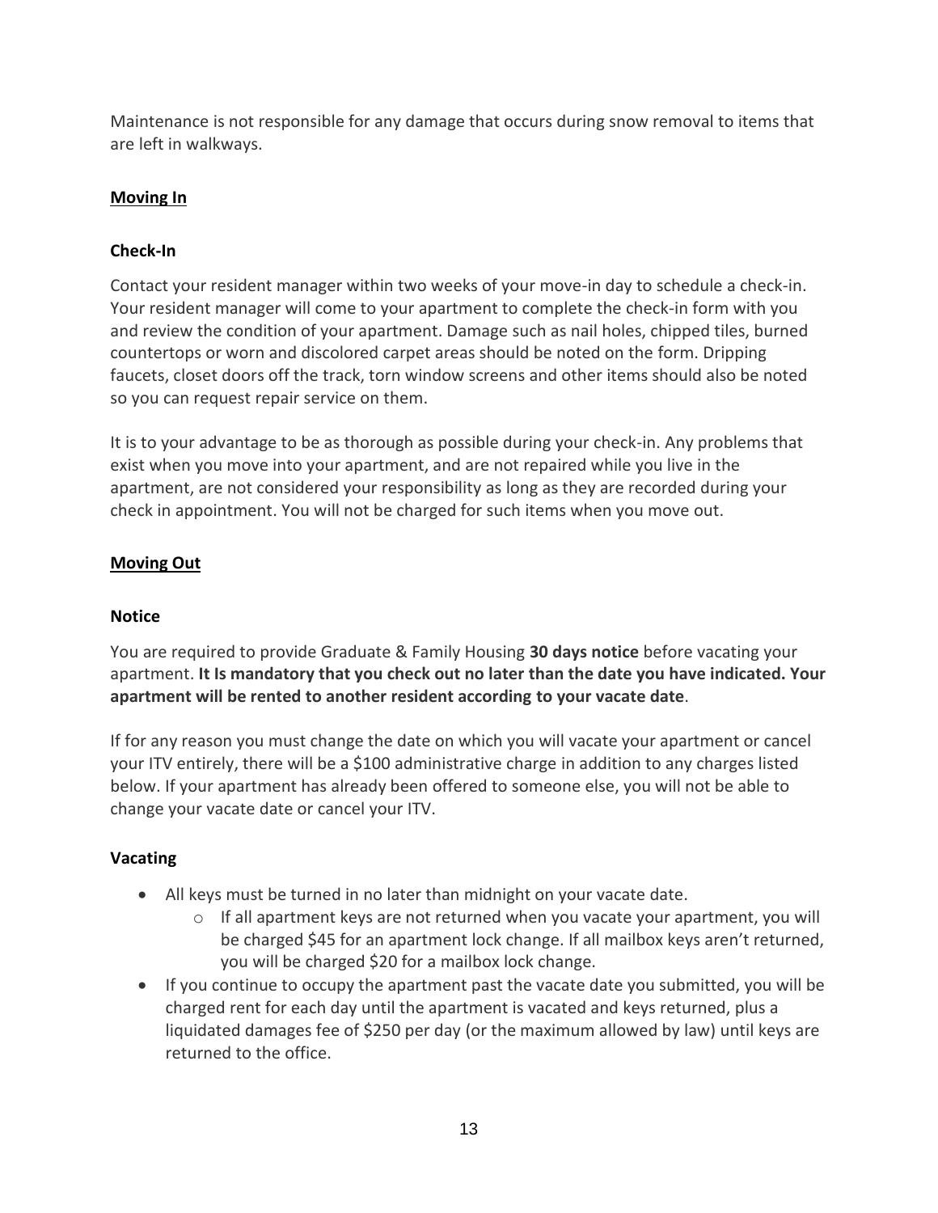Maintenance is not responsible for any damage that occurs during snow removal to items that are left in walkways.

## Moving In

### Check-In

Contact your resident manager within two weeks of your move-in day to schedule a check-in. Your resident manager will come to your apartment to complete the check-in form with you and review the condition of your apartment. Damage such as nail holes, chipped tiles, burned countertops or worn and discolored carpet areas should be noted on the form. Dripping faucets, closet doors off the track, torn window screens and other items should also be noted so you can request repair service on them.

It is to your advantage to be as thorough as possible during your check-in. Any problems that exist when you move into your apartment, and are not repaired while you live in the apartment, are not considered your responsibility as long as they are recorded during your check in appointment. You will not be charged for such items when you move out.

## Moving Out

### Notice

You are required to provide Graduate & Family Housing **30 days notice** before vacating your apartment. **It Is mandatory that you check out no later than the date you have indicated. Your apartment will be rented to another resident according to your vacate date**.

If for any reason you must change the date on which you will vacate your apartment or cancel your ITV entirely, there will be a $100 administrative charge in addition to any charges listed below. If your apartment has already been offered to someone else, you will not be able to change your vacate date or cancel your ITV.

### Vacating

- All keys must be turned in no later than midnight on your vacate date.
  - If all apartment keys are not returned when you vacate your apartment, you will be charged $45 for an apartment lock change. If all mailbox keys aren't returned, you will be charged $20 for a mailbox lock change.
- If you continue to occupy the apartment past the vacate date you submitted, you will be charged rent for each day until the apartment is vacated and keys returned, plus a liquidated damages fee of $250 per day (or the maximum allowed by law) until keys are returned to the office.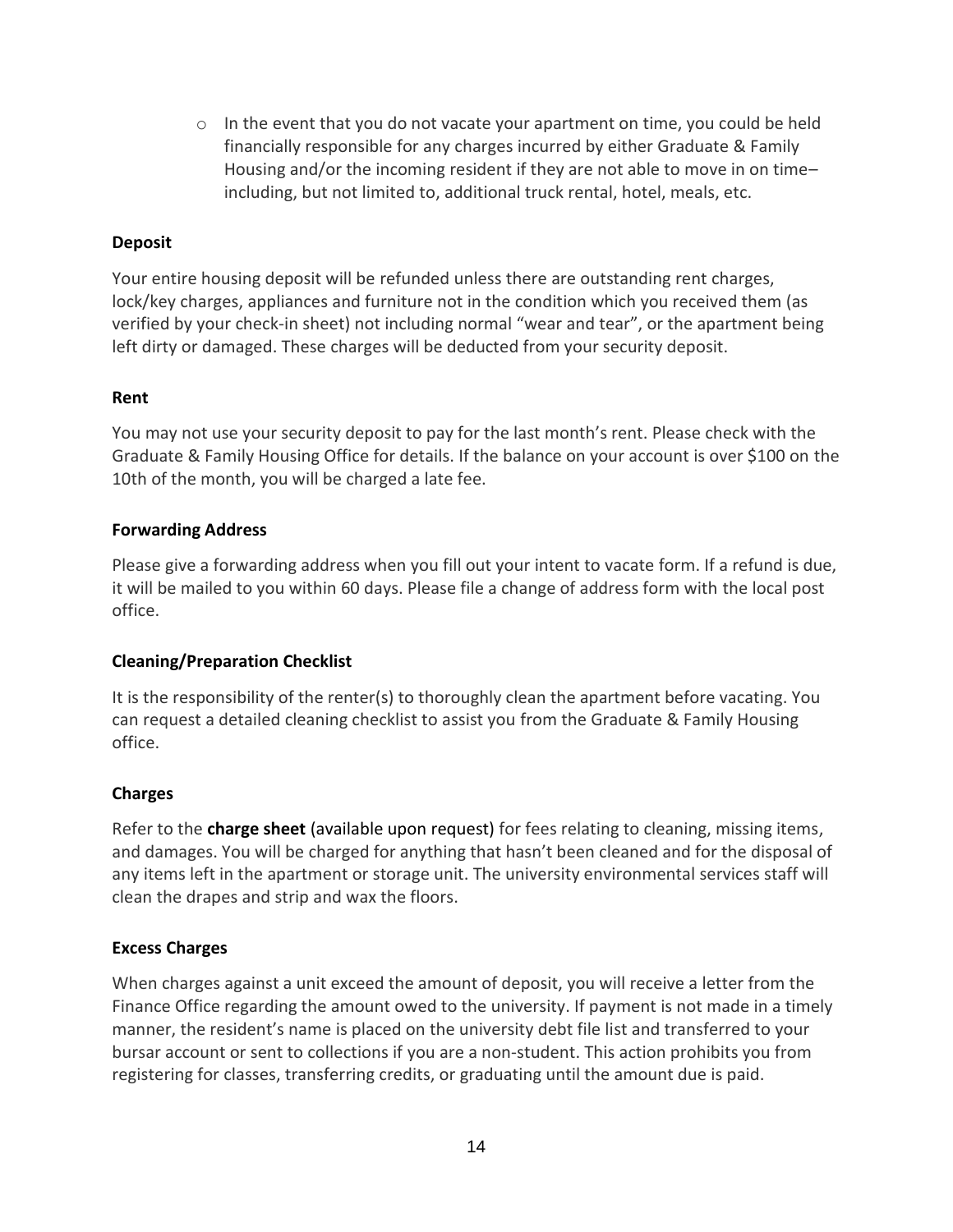- In the event that you do not vacate your apartment on time, you could be held financially responsible for any charges incurred by either Graduate & Family Housing and/or the incoming resident if they are not able to move in on time– including, but not limited to, additional truck rental, hotel, meals, etc.

**Deposit**

Your entire housing deposit will be refunded unless there are outstanding rent charges, lock/key charges, appliances and furniture not in the condition which you received them (as verified by your check-in sheet) not including normal "wear and tear", or the apartment being left dirty or damaged. These charges will be deducted from your security deposit.

**Rent**

You may not use your security deposit to pay for the last month's rent. Please check with the Graduate & Family Housing Office for details. If the balance on your account is over $100 on the 10th of the month, you will be charged a late fee.

**Forwarding Address**

Please give a forwarding address when you fill out your intent to vacate form. If a refund is due, it will be mailed to you within 60 days. Please file a change of address form with the local post office.

**Cleaning/Preparation Checklist**

It is the responsibility of the renter(s) to thoroughly clean the apartment before vacating. You can request a detailed cleaning checklist to assist you from the Graduate & Family Housing office.

**Charges**

Refer to the **charge sheet** (available upon request) for fees relating to cleaning, missing items, and damages. You will be charged for anything that hasn't been cleaned and for the disposal of any items left in the apartment or storage unit. The university environmental services staff will clean the drapes and strip and wax the floors.

**Excess Charges**

When charges against a unit exceed the amount of deposit, you will receive a letter from the Finance Office regarding the amount owed to the university. If payment is not made in a timely manner, the resident's name is placed on the university debt file list and transferred to your bursar account or sent to collections if you are a non-student. This action prohibits you from registering for classes, transferring credits, or graduating until the amount due is paid.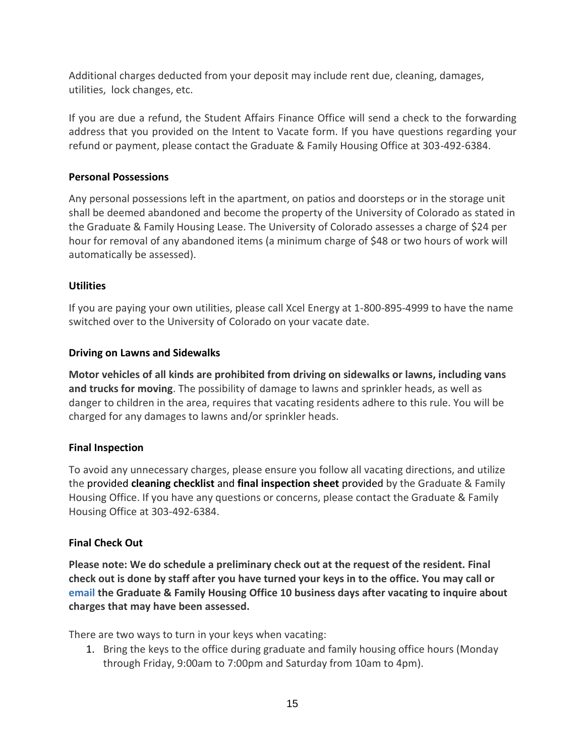Additional charges deducted from your deposit may include rent due, cleaning, damages, utilities, lock changes, etc.

If you are due a refund, the Student Affairs Finance Office will send a check to the forwarding address that you provided on the Intent to Vacate form. If you have questions regarding your refund or payment, please contact the Graduate & Family Housing Office at 303-492-6384.

### Personal Possessions

Any personal possessions left in the apartment, on patios and doorsteps or in the storage unit shall be deemed abandoned and become the property of the University of Colorado as stated in the Graduate & Family Housing Lease. The University of Colorado assesses a charge of $24 per hour for removal of any abandoned items (a minimum charge of $48 or two hours of work will automatically be assessed).

### Utilities

If you are paying your own utilities, please call Xcel Energy at 1-800-895-4999 to have the name switched over to the University of Colorado on your vacate date.

### Driving on Lawns and Sidewalks

**Motor vehicles of all kinds are prohibited from driving on sidewalks or lawns, including vans and trucks for moving**. The possibility of damage to lawns and sprinkler heads, as well as danger to children in the area, requires that vacating residents adhere to this rule. You will be charged for any damages to lawns and/or sprinkler heads.

### Final Inspection

To avoid any unnecessary charges, please ensure you follow all vacating directions, and utilize the provided **cleaning checklist** and **final inspection sheet** provided by the Graduate & Family Housing Office. If you have any questions or concerns, please contact the Graduate & Family Housing Office at 303-492-6384.

### Final Check Out

**Please note: We do schedule a preliminary check out at the request of the resident. Final check out is done by staff after you have turned your keys in to the office. You may call or email the Graduate & Family Housing Office 10 business days after vacating to inquire about charges that may have been assessed.**

There are two ways to turn in your keys when vacating:

1. Bring the keys to the office during graduate and family housing office hours (Monday through Friday, 9:00am to 7:00pm and Saturday from 10am to 4pm).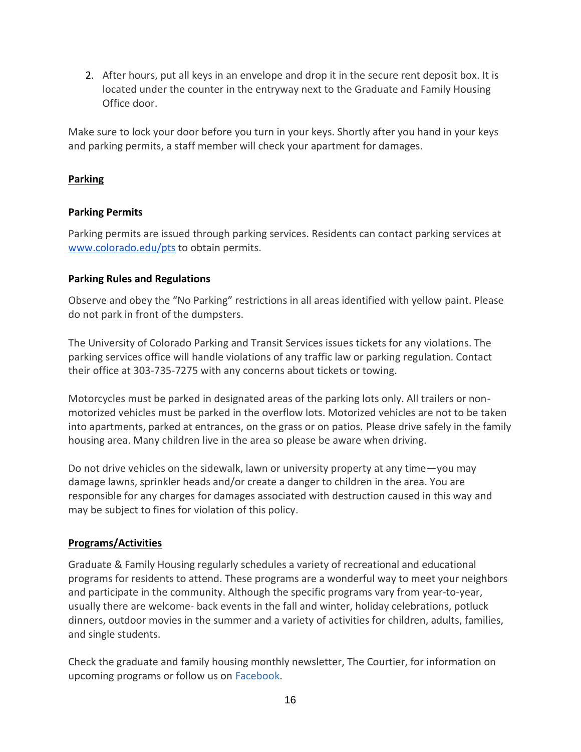2. After hours, put all keys in an envelope and drop it in the secure rent deposit box. It is located under the counter in the entryway next to the Graduate and Family Housing Office door.

Make sure to lock your door before you turn in your keys. Shortly after you hand in your keys and parking permits, a staff member will check your apartment for damages.

## Parking

### Parking Permits

Parking permits are issued through parking services. Residents can contact parking services at [www.colorado.edu/pts](www.colorado.edu/pts) to obtain permits.

### Parking Rules and Regulations

Observe and obey the "No Parking" restrictions in all areas identified with yellow paint. Please do not park in front of the dumpsters.

The University of Colorado Parking and Transit Services issues tickets for any violations. The parking services office will handle violations of any traffic law or parking regulation. Contact their office at 303-735-7275 with any concerns about tickets or towing.

Motorcycles must be parked in designated areas of the parking lots only. All trailers or non-motorized vehicles must be parked in the overflow lots. Motorized vehicles are not to be taken into apartments, parked at entrances, on the grass or on patios. Please drive safely in the family housing area. Many children live in the area so please be aware when driving.

Do not drive vehicles on the sidewalk, lawn or university property at any time—you may damage lawns, sprinkler heads and/or create a danger to children in the area. You are responsible for any charges for damages associated with destruction caused in this way and may be subject to fines for violation of this policy.

## Programs/Activities

Graduate & Family Housing regularly schedules a variety of recreational and educational programs for residents to attend. These programs are a wonderful way to meet your neighbors and participate in the community. Although the specific programs vary from year-to-year, usually there are welcome- back events in the fall and winter, holiday celebrations, potluck dinners, outdoor movies in the summer and a variety of activities for children, adults, families, and single students.

Check the graduate and family housing monthly newsletter, The Courtier, for information on upcoming programs or follow us on Facebook.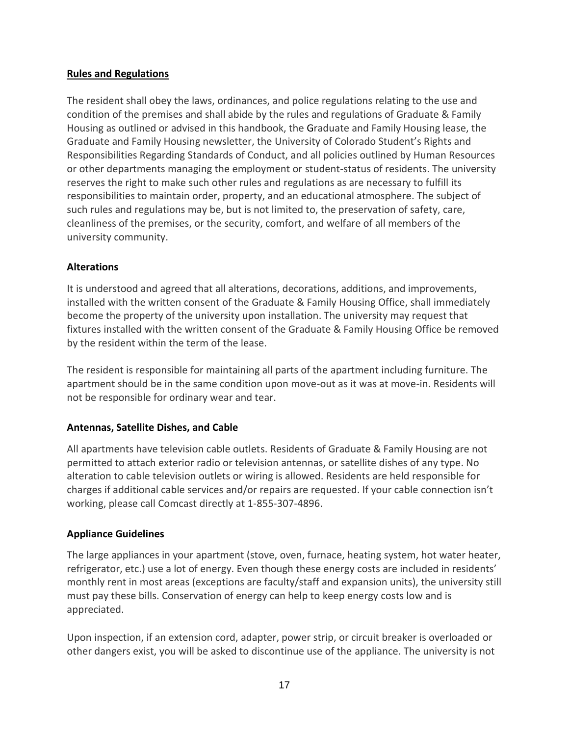## Rules and Regulations

The resident shall obey the laws, ordinances, and police regulations relating to the use and condition of the premises and shall abide by the rules and regulations of Graduate & Family Housing as outlined or advised in this handbook, the Graduate and Family Housing lease, the Graduate and Family Housing newsletter, the University of Colorado Student's Rights and Responsibilities Regarding Standards of Conduct, and all policies outlined by Human Resources or other departments managing the employment or student-status of residents. The university reserves the right to make such other rules and regulations as are necessary to fulfill its responsibilities to maintain order, property, and an educational atmosphere. The subject of such rules and regulations may be, but is not limited to, the preservation of safety, care, cleanliness of the premises, or the security, comfort, and welfare of all members of the university community.

### Alterations

It is understood and agreed that all alterations, decorations, additions, and improvements, installed with the written consent of the Graduate & Family Housing Office, shall immediately become the property of the university upon installation. The university may request that fixtures installed with the written consent of the Graduate & Family Housing Office be removed by the resident within the term of the lease.

The resident is responsible for maintaining all parts of the apartment including furniture. The apartment should be in the same condition upon move-out as it was at move-in. Residents will not be responsible for ordinary wear and tear.

### Antennas, Satellite Dishes, and Cable

All apartments have television cable outlets. Residents of Graduate & Family Housing are not permitted to attach exterior radio or television antennas, or satellite dishes of any type. No alteration to cable television outlets or wiring is allowed. Residents are held responsible for charges if additional cable services and/or repairs are requested. If your cable connection isn't working, please call Comcast directly at 1-855-307-4896.

### Appliance Guidelines

The large appliances in your apartment (stove, oven, furnace, heating system, hot water heater, refrigerator, etc.) use a lot of energy. Even though these energy costs are included in residents' monthly rent in most areas (exceptions are faculty/staff and expansion units), the university still must pay these bills. Conservation of energy can help to keep energy costs low and is appreciated.

Upon inspection, if an extension cord, adapter, power strip, or circuit breaker is overloaded or other dangers exist, you will be asked to discontinue use of the appliance. The university is not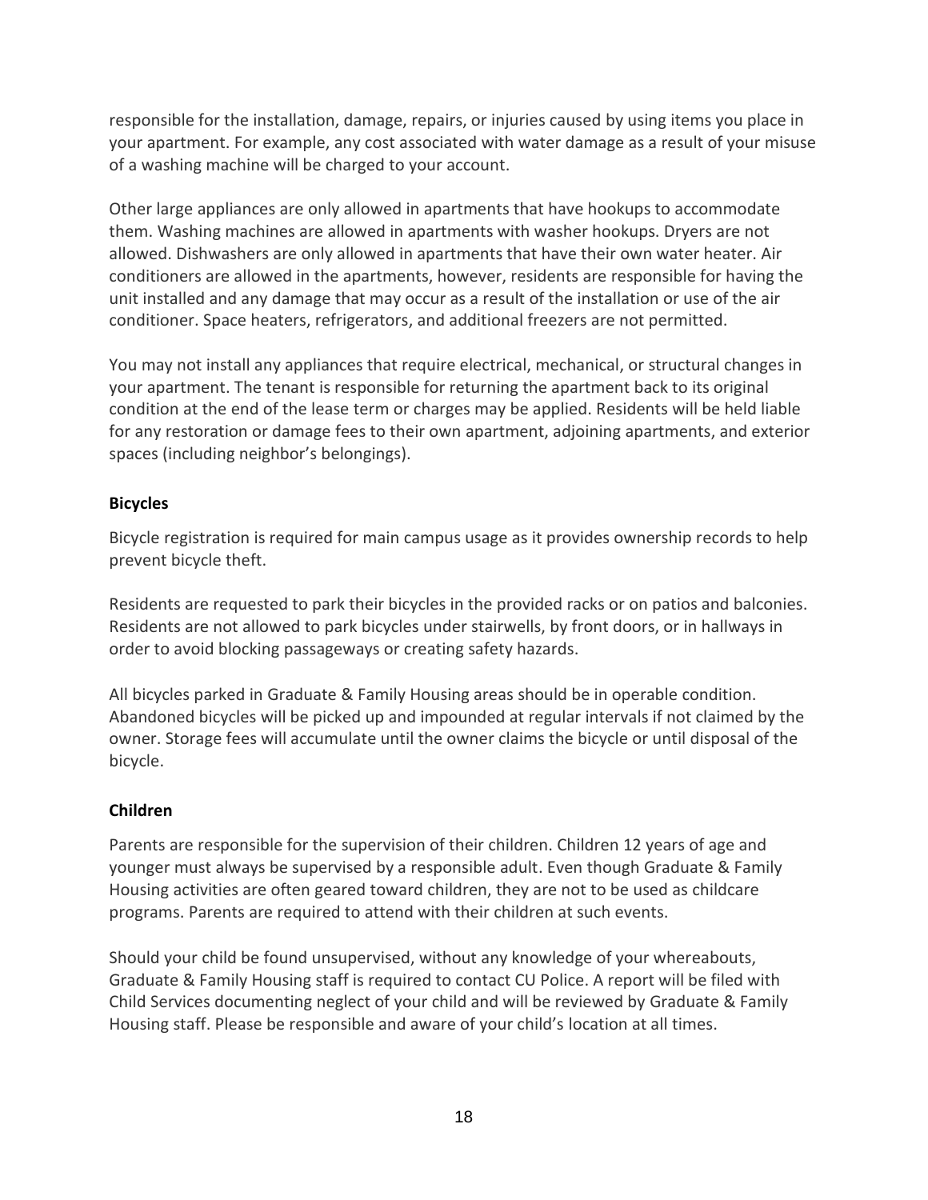responsible for the installation, damage, repairs, or injuries caused by using items you place in your apartment. For example, any cost associated with water damage as a result of your misuse of a washing machine will be charged to your account.

Other large appliances are only allowed in apartments that have hookups to accommodate them. Washing machines are allowed in apartments with washer hookups. Dryers are not allowed. Dishwashers are only allowed in apartments that have their own water heater. Air conditioners are allowed in the apartments, however, residents are responsible for having the unit installed and any damage that may occur as a result of the installation or use of the air conditioner. Space heaters, refrigerators, and additional freezers are not permitted.

You may not install any appliances that require electrical, mechanical, or structural changes in your apartment. The tenant is responsible for returning the apartment back to its original condition at the end of the lease term or charges may be applied. Residents will be held liable for any restoration or damage fees to their own apartment, adjoining apartments, and exterior spaces (including neighbor's belongings).

### Bicycles

Bicycle registration is required for main campus usage as it provides ownership records to help prevent bicycle theft.

Residents are requested to park their bicycles in the provided racks or on patios and balconies. Residents are not allowed to park bicycles under stairwells, by front doors, or in hallways in order to avoid blocking passageways or creating safety hazards.

All bicycles parked in Graduate & Family Housing areas should be in operable condition. Abandoned bicycles will be picked up and impounded at regular intervals if not claimed by the owner. Storage fees will accumulate until the owner claims the bicycle or until disposal of the bicycle.

### Children

Parents are responsible for the supervision of their children. Children 12 years of age and younger must always be supervised by a responsible adult. Even though Graduate & Family Housing activities are often geared toward children, they are not to be used as childcare programs. Parents are required to attend with their children at such events.

Should your child be found unsupervised, without any knowledge of your whereabouts, Graduate & Family Housing staff is required to contact CU Police. A report will be filed with Child Services documenting neglect of your child and will be reviewed by Graduate & Family Housing staff. Please be responsible and aware of your child's location at all times.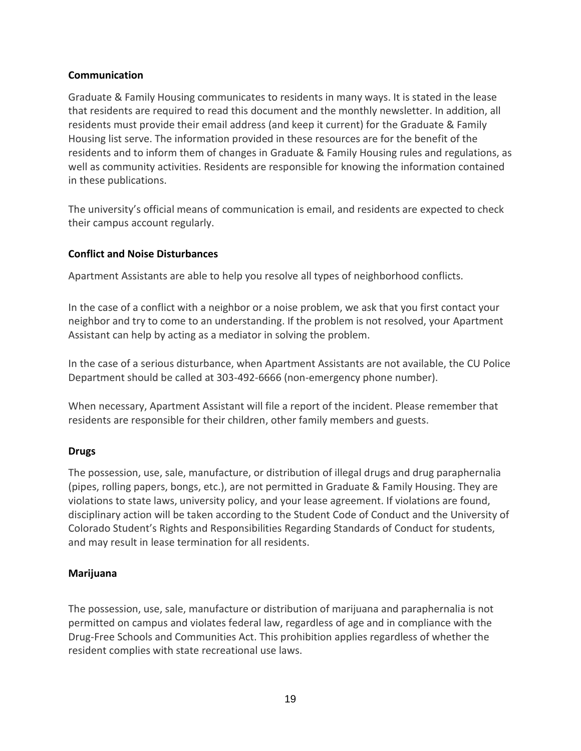**Communication**

Graduate & Family Housing communicates to residents in many ways. It is stated in the lease that residents are required to read this document and the monthly newsletter. In addition, all residents must provide their email address (and keep it current) for the Graduate & Family Housing list serve. The information provided in these resources are for the benefit of the residents and to inform them of changes in Graduate & Family Housing rules and regulations, as well as community activities. Residents are responsible for knowing the information contained in these publications.

The university's official means of communication is email, and residents are expected to check their campus account regularly.

**Conflict and Noise Disturbances**

Apartment Assistants are able to help you resolve all types of neighborhood conflicts.

In the case of a conflict with a neighbor or a noise problem, we ask that you first contact your neighbor and try to come to an understanding. If the problem is not resolved, your Apartment Assistant can help by acting as a mediator in solving the problem.

In the case of a serious disturbance, when Apartment Assistants are not available, the CU Police Department should be called at 303-492-6666 (non-emergency phone number).

When necessary, Apartment Assistant will file a report of the incident. Please remember that residents are responsible for their children, other family members and guests.

**Drugs**

The possession, use, sale, manufacture, or distribution of illegal drugs and drug paraphernalia (pipes, rolling papers, bongs, etc.), are not permitted in Graduate & Family Housing. They are violations to state laws, university policy, and your lease agreement. If violations are found, disciplinary action will be taken according to the Student Code of Conduct and the University of Colorado Student's Rights and Responsibilities Regarding Standards of Conduct for students, and may result in lease termination for all residents.

**Marijuana**

The possession, use, sale, manufacture or distribution of marijuana and paraphernalia is not permitted on campus and violates federal law, regardless of age and in compliance with the Drug-Free Schools and Communities Act. This prohibition applies regardless of whether the resident complies with state recreational use laws.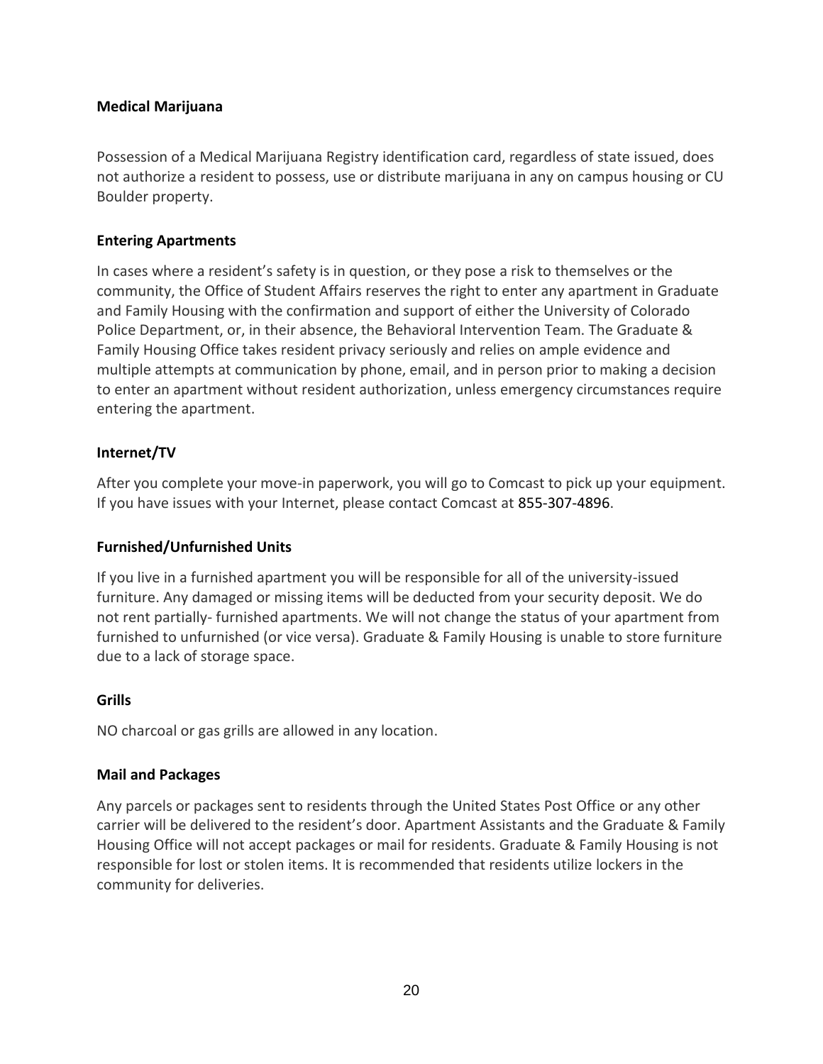**Medical Marijuana**

Possession of a Medical Marijuana Registry identification card, regardless of state issued, does not authorize a resident to possess, use or distribute marijuana in any on campus housing or CU Boulder property.

**Entering Apartments**

In cases where a resident's safety is in question, or they pose a risk to themselves or the community, the Office of Student Affairs reserves the right to enter any apartment in Graduate and Family Housing with the confirmation and support of either the University of Colorado Police Department, or, in their absence, the Behavioral Intervention Team. The Graduate & Family Housing Office takes resident privacy seriously and relies on ample evidence and multiple attempts at communication by phone, email, and in person prior to making a decision to enter an apartment without resident authorization, unless emergency circumstances require entering the apartment.

**Internet/TV**

After you complete your move-in paperwork, you will go to Comcast to pick up your equipment. If you have issues with your Internet, please contact Comcast at 855-307-4896.

**Furnished/Unfurnished Units**

If you live in a furnished apartment you will be responsible for all of the university-issued furniture. Any damaged or missing items will be deducted from your security deposit. We do not rent partially- furnished apartments. We will not change the status of your apartment from furnished to unfurnished (or vice versa). Graduate & Family Housing is unable to store furniture due to a lack of storage space.

**Grills**

NO charcoal or gas grills are allowed in any location.

**Mail and Packages**

Any parcels or packages sent to residents through the United States Post Office or any other carrier will be delivered to the resident's door. Apartment Assistants and the Graduate & Family Housing Office will not accept packages or mail for residents. Graduate & Family Housing is not responsible for lost or stolen items. It is recommended that residents utilize lockers in the community for deliveries.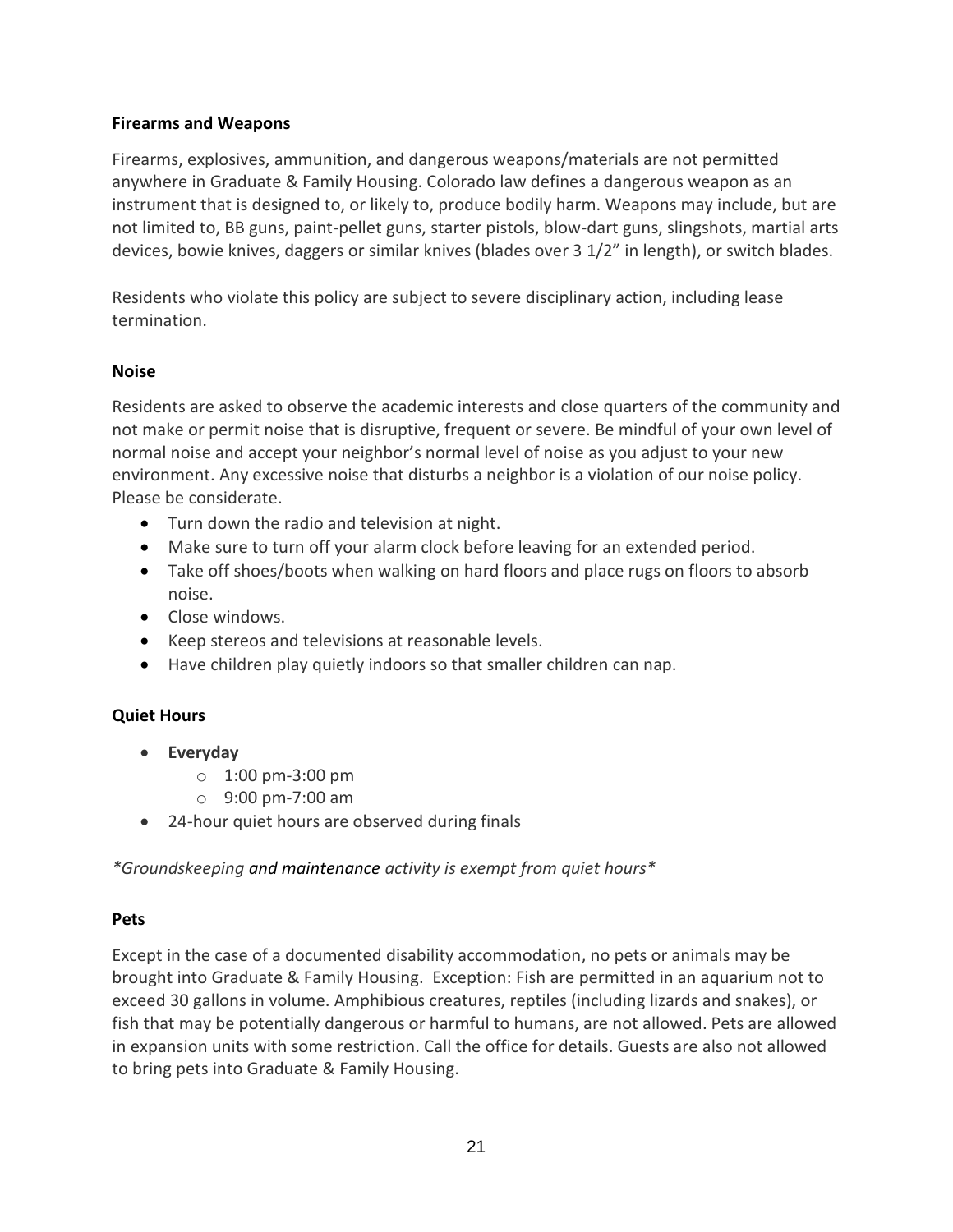### Firearms and Weapons

Firearms, explosives, ammunition, and dangerous weapons/materials are not permitted anywhere in Graduate & Family Housing. Colorado law defines a dangerous weapon as an instrument that is designed to, or likely to, produce bodily harm. Weapons may include, but are not limited to, BB guns, paint-pellet guns, starter pistols, blow-dart guns, slingshots, martial arts devices, bowie knives, daggers or similar knives (blades over 3 1/2" in length), or switch blades.

Residents who violate this policy are subject to severe disciplinary action, including lease termination.

### Noise

Residents are asked to observe the academic interests and close quarters of the community and not make or permit noise that is disruptive, frequent or severe. Be mindful of your own level of normal noise and accept your neighbor's normal level of noise as you adjust to your new environment. Any excessive noise that disturbs a neighbor is a violation of our noise policy. Please be considerate.

- Turn down the radio and television at night.
- Make sure to turn off your alarm clock before leaving for an extended period.
- Take off shoes/boots when walking on hard floors and place rugs on floors to absorb noise.
- Close windows.
- Keep stereos and televisions at reasonable levels.
- Have children play quietly indoors so that smaller children can nap.

### Quiet Hours

- **Everyday**
  - 1:00 pm-3:00 pm
  - 9:00 pm-7:00 am
- 24-hour quiet hours are observed during finals

*\*Groundskeeping and maintenance activity is exempt from quiet hours\**

### Pets

Except in the case of a documented disability accommodation, no pets or animals may be brought into Graduate & Family Housing. Exception: Fish are permitted in an aquarium not to exceed 30 gallons in volume. Amphibious creatures, reptiles (including lizards and snakes), or fish that may be potentially dangerous or harmful to humans, are not allowed. Pets are allowed in expansion units with some restriction. Call the office for details. Guests are also not allowed to bring pets into Graduate & Family Housing.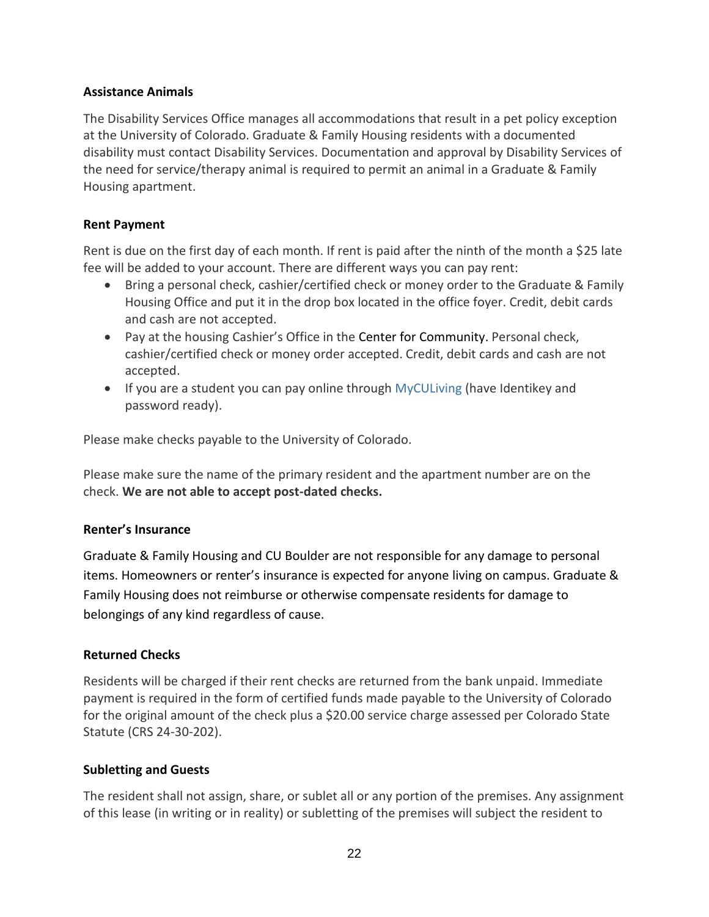### Assistance Animals

The Disability Services Office manages all accommodations that result in a pet policy exception at the University of Colorado. Graduate & Family Housing residents with a documented disability must contact Disability Services. Documentation and approval by Disability Services of the need for service/therapy animal is required to permit an animal in a Graduate & Family Housing apartment.

### Rent Payment

Rent is due on the first day of each month. If rent is paid after the ninth of the month a $25 late fee will be added to your account. There are different ways you can pay rent:

- Bring a personal check, cashier/certified check or money order to the Graduate & Family Housing Office and put it in the drop box located in the office foyer. Credit, debit cards and cash are not accepted.
- Pay at the housing Cashier's Office in the Center for Community. Personal check, cashier/certified check or money order accepted. Credit, debit cards and cash are not accepted.
- If you are a student you can pay online through MyCULiving (have Identikey and password ready).

Please make checks payable to the University of Colorado.

Please make sure the name of the primary resident and the apartment number are on the check. **We are not able to accept post-dated checks.**

### Renter's Insurance

Graduate & Family Housing and CU Boulder are not responsible for any damage to personal items. Homeowners or renter's insurance is expected for anyone living on campus. Graduate & Family Housing does not reimburse or otherwise compensate residents for damage to belongings of any kind regardless of cause.

### Returned Checks

Residents will be charged if their rent checks are returned from the bank unpaid. Immediate payment is required in the form of certified funds made payable to the University of Colorado for the original amount of the check plus a $20.00 service charge assessed per Colorado State Statute (CRS 24-30-202).

### Subletting and Guests

The resident shall not assign, share, or sublet all or any portion of the premises. Any assignment of this lease (in writing or in reality) or subletting of the premises will subject the resident to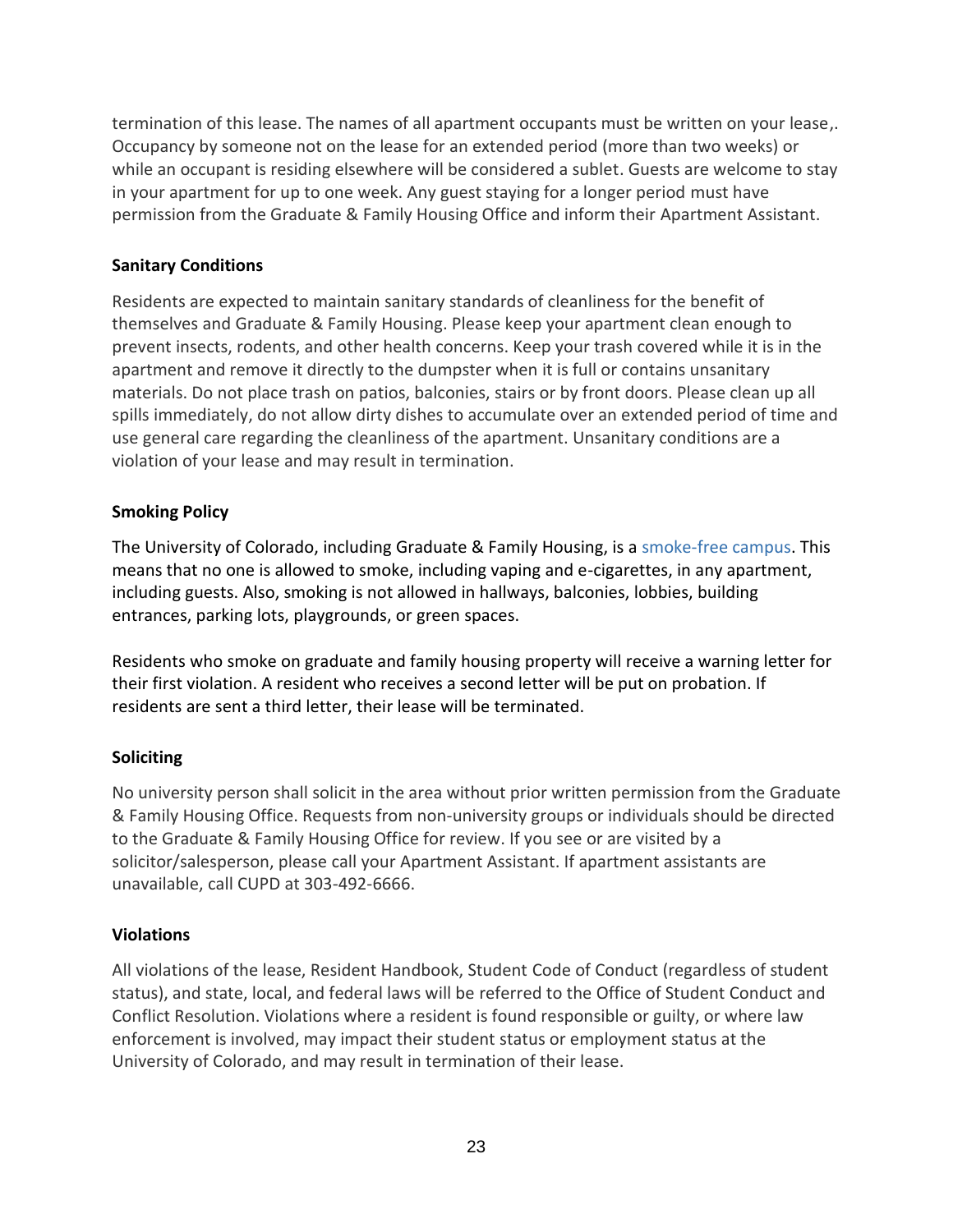termination of this lease. The names of all apartment occupants must be written on your lease,. Occupancy by someone not on the lease for an extended period (more than two weeks) or while an occupant is residing elsewhere will be considered a sublet. Guests are welcome to stay in your apartment for up to one week. Any guest staying for a longer period must have permission from the Graduate & Family Housing Office and inform their Apartment Assistant.

**Sanitary Conditions**

Residents are expected to maintain sanitary standards of cleanliness for the benefit of themselves and Graduate & Family Housing. Please keep your apartment clean enough to prevent insects, rodents, and other health concerns. Keep your trash covered while it is in the apartment and remove it directly to the dumpster when it is full or contains unsanitary materials. Do not place trash on patios, balconies, stairs or by front doors. Please clean up all spills immediately, do not allow dirty dishes to accumulate over an extended period of time and use general care regarding the cleanliness of the apartment. Unsanitary conditions are a violation of your lease and may result in termination.

**Smoking Policy**

The University of Colorado, including Graduate & Family Housing, is a smoke-free campus. This means that no one is allowed to smoke, including vaping and e-cigarettes, in any apartment, including guests. Also, smoking is not allowed in hallways, balconies, lobbies, building entrances, parking lots, playgrounds, or green spaces.

Residents who smoke on graduate and family housing property will receive a warning letter for their first violation. A resident who receives a second letter will be put on probation. If residents are sent a third letter, their lease will be terminated.

**Soliciting**

No university person shall solicit in the area without prior written permission from the Graduate & Family Housing Office. Requests from non-university groups or individuals should be directed to the Graduate & Family Housing Office for review. If you see or are visited by a solicitor/salesperson, please call your Apartment Assistant. If apartment assistants are unavailable, call CUPD at 303-492-6666.

**Violations**

All violations of the lease, Resident Handbook, Student Code of Conduct (regardless of student status), and state, local, and federal laws will be referred to the Office of Student Conduct and Conflict Resolution. Violations where a resident is found responsible or guilty, or where law enforcement is involved, may impact their student status or employment status at the University of Colorado, and may result in termination of their lease.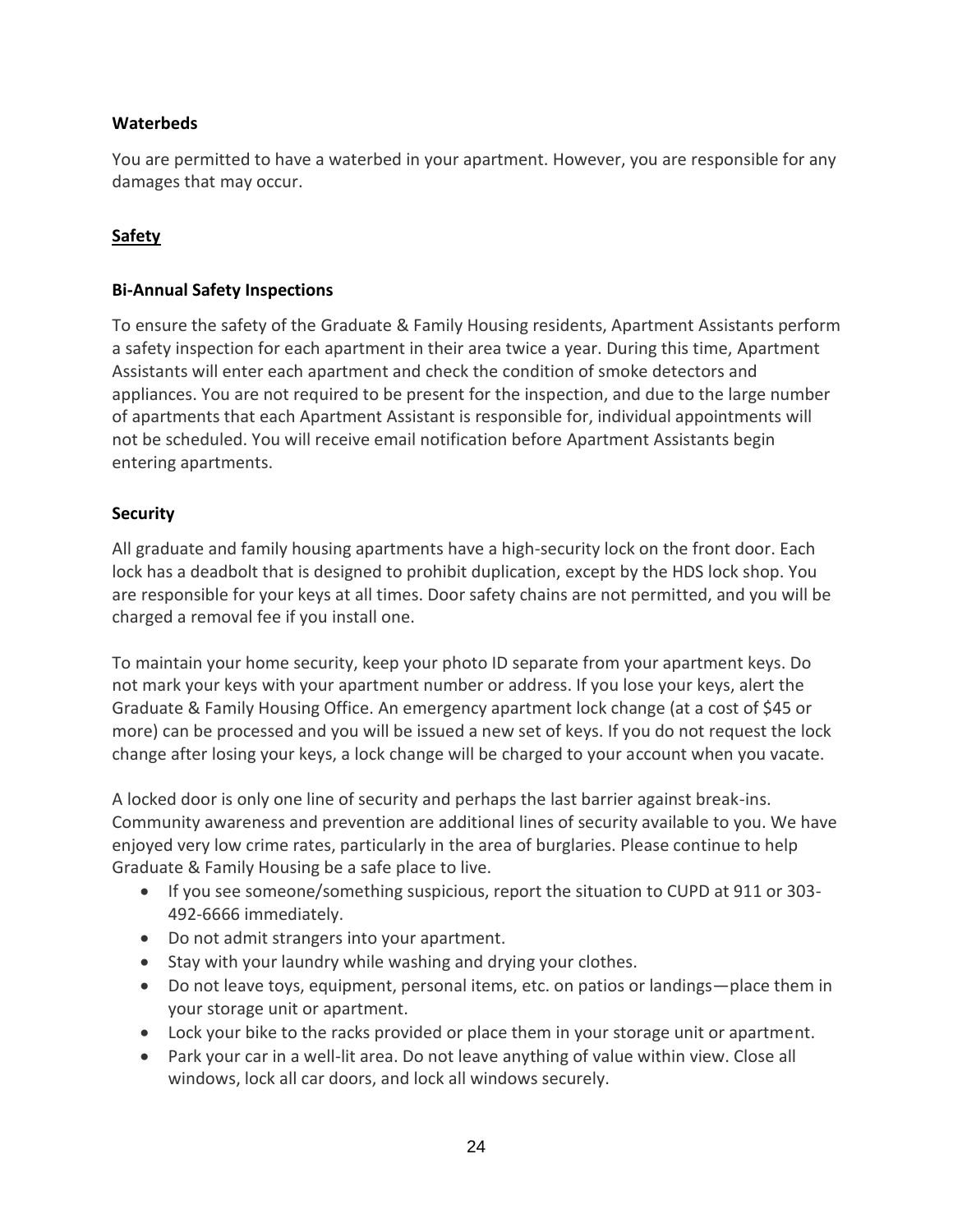### Waterbeds

You are permitted to have a waterbed in your apartment. However, you are responsible for any damages that may occur.

## Safety

### Bi-Annual Safety Inspections

To ensure the safety of the Graduate & Family Housing residents, Apartment Assistants perform a safety inspection for each apartment in their area twice a year. During this time, Apartment Assistants will enter each apartment and check the condition of smoke detectors and appliances. You are not required to be present for the inspection, and due to the large number of apartments that each Apartment Assistant is responsible for, individual appointments will not be scheduled. You will receive email notification before Apartment Assistants begin entering apartments.

### Security

All graduate and family housing apartments have a high-security lock on the front door. Each lock has a deadbolt that is designed to prohibit duplication, except by the HDS lock shop. You are responsible for your keys at all times. Door safety chains are not permitted, and you will be charged a removal fee if you install one.

To maintain your home security, keep your photo ID separate from your apartment keys. Do not mark your keys with your apartment number or address. If you lose your keys, alert the Graduate & Family Housing Office. An emergency apartment lock change (at a cost of $45 or more) can be processed and you will be issued a new set of keys. If you do not request the lock change after losing your keys, a lock change will be charged to your account when you vacate.

A locked door is only one line of security and perhaps the last barrier against break-ins. Community awareness and prevention are additional lines of security available to you. We have enjoyed very low crime rates, particularly in the area of burglaries. Please continue to help Graduate & Family Housing be a safe place to live.

- If you see someone/something suspicious, report the situation to CUPD at 911 or 303-492-6666 immediately.
- Do not admit strangers into your apartment.
- Stay with your laundry while washing and drying your clothes.
- Do not leave toys, equipment, personal items, etc. on patios or landings—place them in your storage unit or apartment.
- Lock your bike to the racks provided or place them in your storage unit or apartment.
- Park your car in a well-lit area. Do not leave anything of value within view. Close all windows, lock all car doors, and lock all windows securely.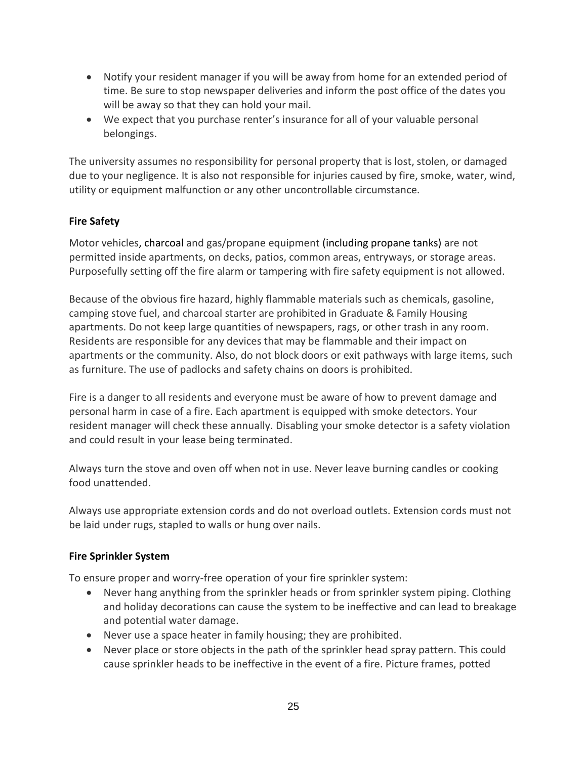- Notify your resident manager if you will be away from home for an extended period of time. Be sure to stop newspaper deliveries and inform the post office of the dates you will be away so that they can hold your mail.
- We expect that you purchase renter's insurance for all of your valuable personal belongings.

The university assumes no responsibility for personal property that is lost, stolen, or damaged due to your negligence. It is also not responsible for injuries caused by fire, smoke, water, wind, utility or equipment malfunction or any other uncontrollable circumstance.

**Fire Safety**

Motor vehicles, charcoal and gas/propane equipment (including propane tanks) are not permitted inside apartments, on decks, patios, common areas, entryways, or storage areas. Purposefully setting off the fire alarm or tampering with fire safety equipment is not allowed.

Because of the obvious fire hazard, highly flammable materials such as chemicals, gasoline, camping stove fuel, and charcoal starter are prohibited in Graduate & Family Housing apartments. Do not keep large quantities of newspapers, rags, or other trash in any room. Residents are responsible for any devices that may be flammable and their impact on apartments or the community. Also, do not block doors or exit pathways with large items, such as furniture. The use of padlocks and safety chains on doors is prohibited.

Fire is a danger to all residents and everyone must be aware of how to prevent damage and personal harm in case of a fire. Each apartment is equipped with smoke detectors. Your resident manager will check these annually. Disabling your smoke detector is a safety violation and could result in your lease being terminated.

Always turn the stove and oven off when not in use. Never leave burning candles or cooking food unattended.

Always use appropriate extension cords and do not overload outlets. Extension cords must not be laid under rugs, stapled to walls or hung over nails.

**Fire Sprinkler System**

To ensure proper and worry-free operation of your fire sprinkler system:

- Never hang anything from the sprinkler heads or from sprinkler system piping. Clothing and holiday decorations can cause the system to be ineffective and can lead to breakage and potential water damage.
- Never use a space heater in family housing; they are prohibited.
- Never place or store objects in the path of the sprinkler head spray pattern. This could cause sprinkler heads to be ineffective in the event of a fire. Picture frames, potted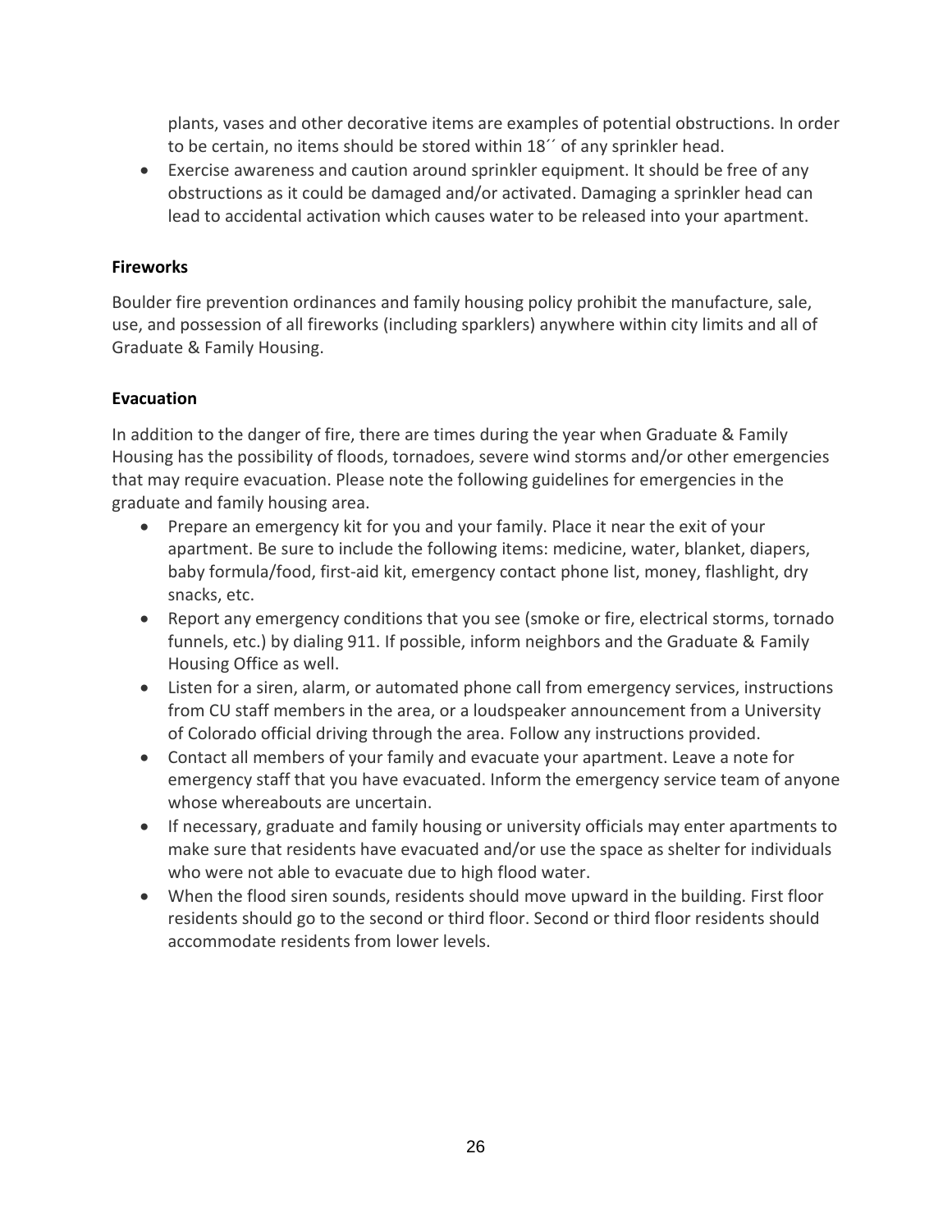plants, vases and other decorative items are examples of potential obstructions. In order to be certain, no items should be stored within 18´´ of any sprinkler head.

- Exercise awareness and caution around sprinkler equipment. It should be free of any obstructions as it could be damaged and/or activated. Damaging a sprinkler head can lead to accidental activation which causes water to be released into your apartment.

**Fireworks**

Boulder fire prevention ordinances and family housing policy prohibit the manufacture, sale, use, and possession of all fireworks (including sparklers) anywhere within city limits and all of Graduate & Family Housing.

**Evacuation**

In addition to the danger of fire, there are times during the year when Graduate & Family Housing has the possibility of floods, tornadoes, severe wind storms and/or other emergencies that may require evacuation. Please note the following guidelines for emergencies in the graduate and family housing area.

- Prepare an emergency kit for you and your family. Place it near the exit of your apartment. Be sure to include the following items: medicine, water, blanket, diapers, baby formula/food, first-aid kit, emergency contact phone list, money, flashlight, dry snacks, etc.
- Report any emergency conditions that you see (smoke or fire, electrical storms, tornado funnels, etc.) by dialing 911. If possible, inform neighbors and the Graduate & Family Housing Office as well.
- Listen for a siren, alarm, or automated phone call from emergency services, instructions from CU staff members in the area, or a loudspeaker announcement from a University of Colorado official driving through the area. Follow any instructions provided.
- Contact all members of your family and evacuate your apartment. Leave a note for emergency staff that you have evacuated. Inform the emergency service team of anyone whose whereabouts are uncertain.
- If necessary, graduate and family housing or university officials may enter apartments to make sure that residents have evacuated and/or use the space as shelter for individuals who were not able to evacuate due to high flood water.
- When the flood siren sounds, residents should move upward in the building. First floor residents should go to the second or third floor. Second or third floor residents should accommodate residents from lower levels.